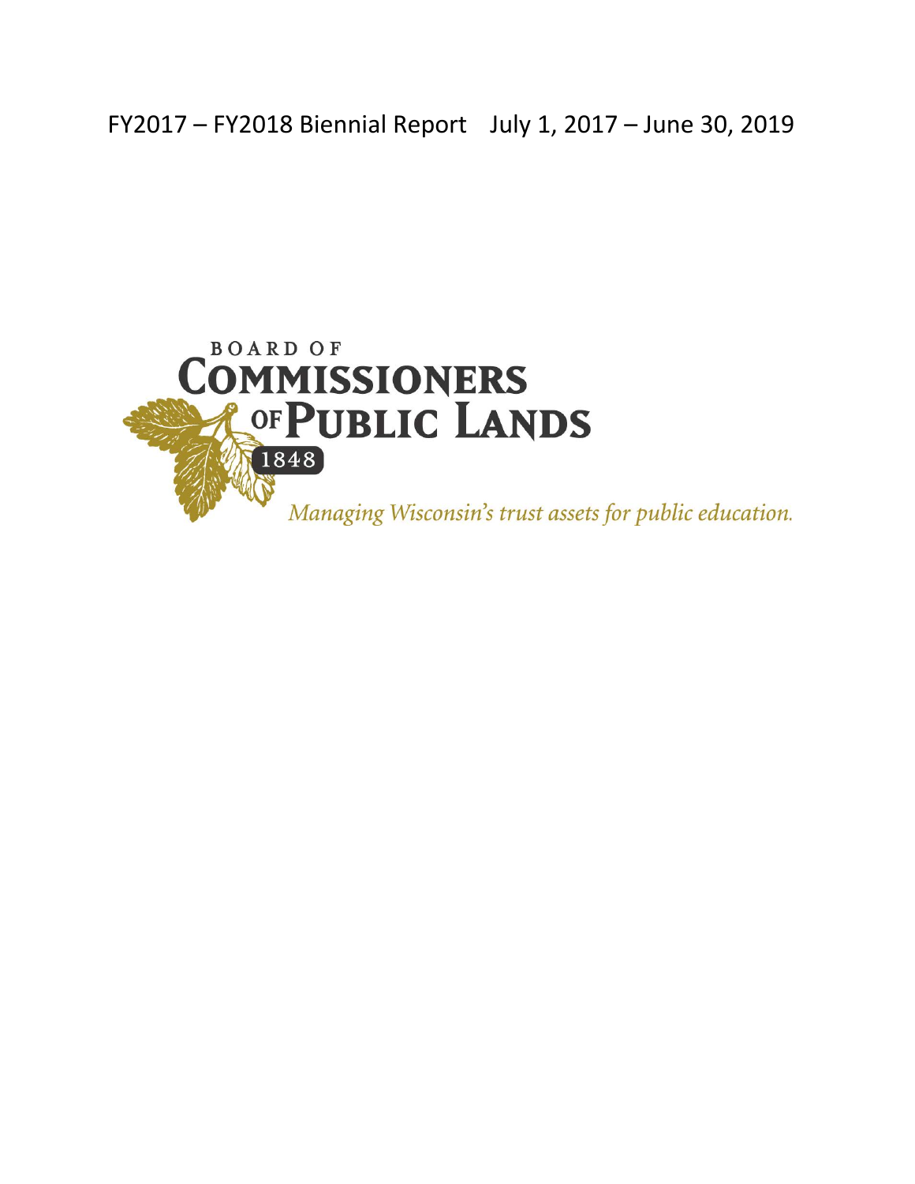# FY2017 – FY2018 Biennial Report July 1, 2017 – June 30, 2019

BOARD OF
COMMISSIONERS
OF PUBLIC LANDS
1848

*Managing Wisconsin's trust assets for public education.*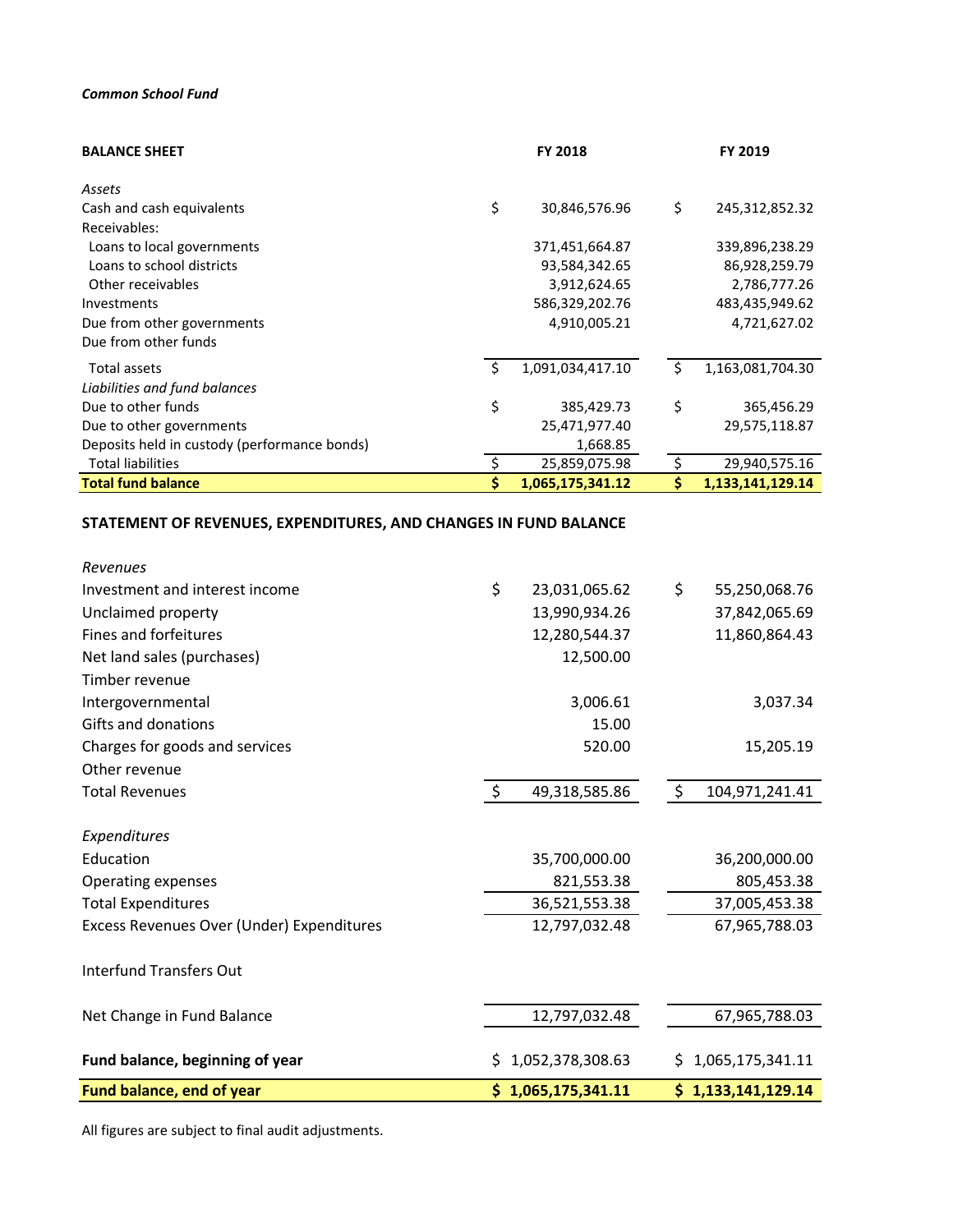*Common School Fund*

| **BALANCE SHEET** | **FY 2018** | **FY 2019** |
|---|---|---|
| *Assets* | | |
| Cash and cash equivalents | $ 30,846,576.96 | $ 245,312,852.32 |
| Receivables: | | |
| Loans to local governments | 371,451,664.87 | 339,896,238.29 |
| Loans to school districts | 93,584,342.65 | 86,928,259.79 |
| Other receivables | 3,912,624.65 | 2,786,777.26 |
| Investments | 586,329,202.76 | 483,435,949.62 |
| Due from other governments | 4,910,005.21 | 4,721,627.02 |
| Due from other funds | | |
| Total assets | $ 1,091,034,417.10 | $ 1,163,081,704.30 |
| *Liabilities and fund balances* | | |
| Due to other funds | $ 385,429.73 | $ 365,456.29 |
| Due to other governments | 25,471,977.40 | 29,575,118.87 |
| Deposits held in custody (performance bonds) | 1,668.85 | |
| Total liabilities | $ 25,859,075.98 | $ 29,940,575.16 |
| **Total fund balance** | **$ 1,065,175,341.12** | **$ 1,133,141,129.14** |

## STATEMENT OF REVENUES, EXPENDITURES, AND CHANGES IN FUND BALANCE

| | FY 2018 | FY 2019 |
|---|---|---|
| *Revenues* | | |
| Investment and interest income | $ 23,031,065.62 | $ 55,250,068.76 |
| Unclaimed property | 13,990,934.26 | 37,842,065.69 |
| Fines and forfeitures | 12,280,544.37 | 11,860,864.43 |
| Net land sales (purchases) | 12,500.00 | |
| Timber revenue | | |
| Intergovernmental | 3,006.61 | 3,037.34 |
| Gifts and donations | 15.00 | |
| Charges for goods and services | 520.00 | 15,205.19 |
| Other revenue | | |
| Total Revenues | $ 49,318,585.86 | $ 104,971,241.41 |
| *Expenditures* | | |
| Education | 35,700,000.00 | 36,200,000.00 |
| Operating expenses | 821,553.38 | 805,453.38 |
| Total Expenditures | 36,521,553.38 | 37,005,453.38 |
| Excess Revenues Over (Under) Expenditures | 12,797,032.48 | 67,965,788.03 |
| Interfund Transfers Out | | |
| Net Change in Fund Balance | 12,797,032.48 | 67,965,788.03 |
| **Fund balance, beginning of year** | $ 1,052,378,308.63 | $ 1,065,175,341.11 |
| **Fund balance, end of year** | **$ 1,065,175,341.11** | **$ 1,133,141,129.14** |

All figures are subject to final audit adjustments.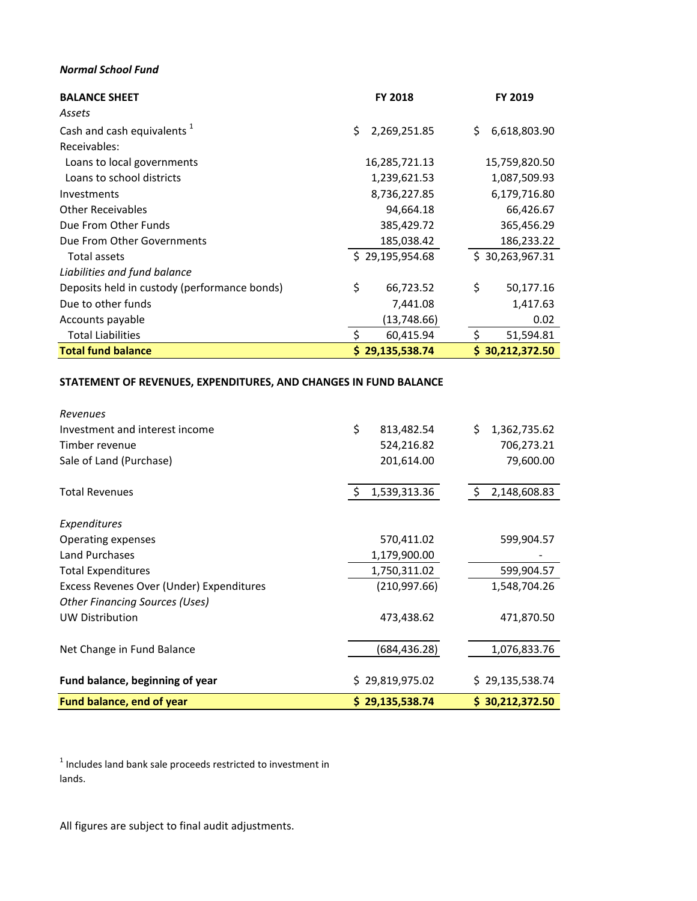*Normal School Fund*

| **BALANCE SHEET** | **FY 2018** | **FY 2019** |
|---|---|---|
| *Assets* | | |
| Cash and cash equivalents [1] | $ 2,269,251.85 | $ 6,618,803.90 |
| Receivables: | | |
| Loans to local governments | 16,285,721.13 | 15,759,820.50 |
| Loans to school districts | 1,239,621.53 | 1,087,509.93 |
| Investments | 8,736,227.85 | 6,179,716.80 |
| Other Receivables | 94,664.18 | 66,426.67 |
| Due From Other Funds | 385,429.72 | 365,456.29 |
| Due From Other Governments | 185,038.42 | 186,233.22 |
| Total assets | $ 29,195,954.68 | $ 30,263,967.31 |
| *Liabilities and fund balance* | | |
| Deposits held in custody (performance bonds) | $ 66,723.52 | $ 50,177.16 |
| Due to other funds | 7,441.08 | 1,417.63 |
| Accounts payable | (13,748.66) | 0.02 |
| Total Liabilities | $ 60,415.94 | $ 51,594.81 |
| **Total fund balance** | **$ 29,135,538.74** | **$ 30,212,372.50** |

**STATEMENT OF REVENUES, EXPENDITURES, AND CHANGES IN FUND BALANCE**

| | FY 2018 | FY 2019 |
|---|---|---|
| *Revenues* | | |
| Investment and interest income | $ 813,482.54 | $ 1,362,735.62 |
| Timber revenue | 524,216.82 | 706,273.21 |
| Sale of Land (Purchase) | 201,614.00 | 79,600.00 |
| Total Revenues | $ 1,539,313.36 | $ 2,148,608.83 |
| *Expenditures* | | |
| Operating expenses | 570,411.02 | 599,904.57 |
| Land Purchases | 1,179,900.00 | - |
| Total Expenditures | 1,750,311.02 | 599,904.57 |
| Excess Revenes Over (Under) Expenditures | (210,997.66) | 1,548,704.26 |
| *Other Financing Sources (Uses)* | | |
| UW Distribution | 473,438.62 | 471,870.50 |
| Net Change in Fund Balance | (684,436.28) | 1,076,833.76 |
| **Fund balance, beginning of year** | $ 29,819,975.02 | $ 29,135,538.74 |
| **Fund balance, end of year** | **$ 29,135,538.74** | **$ 30,212,372.50** |

[1] Includes land bank sale proceeds restricted to investment in lands.

All figures are subject to final audit adjustments.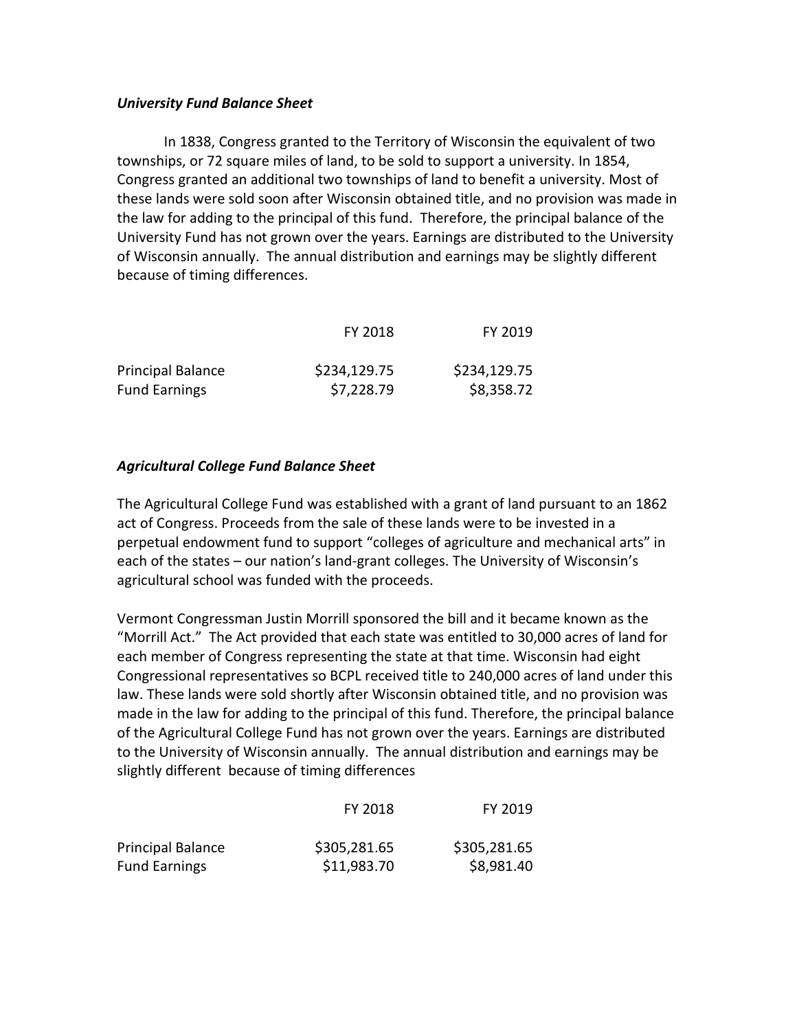### *University Fund Balance Sheet*

In 1838, Congress granted to the Territory of Wisconsin the equivalent of two townships, or 72 square miles of land, to be sold to support a university. In 1854, Congress granted an additional two townships of land to benefit a university. Most of these lands were sold soon after Wisconsin obtained title, and no provision was made in the law for adding to the principal of this fund. Therefore, the principal balance of the University Fund has not grown over the years. Earnings are distributed to the University of Wisconsin annually. The annual distribution and earnings may be slightly different because of timing differences.

| | FY 2018 | FY 2019 |
|---|---|---|
| Principal Balance | $234,129.75 | $234,129.75 |
| Fund Earnings | $7,228.79 | $8,358.72 |

### *Agricultural College Fund Balance Sheet*

The Agricultural College Fund was established with a grant of land pursuant to an 1862 act of Congress. Proceeds from the sale of these lands were to be invested in a perpetual endowment fund to support "colleges of agriculture and mechanical arts" in each of the states – our nation's land-grant colleges. The University of Wisconsin's agricultural school was funded with the proceeds.

Vermont Congressman Justin Morrill sponsored the bill and it became known as the "Morrill Act." The Act provided that each state was entitled to 30,000 acres of land for each member of Congress representing the state at that time. Wisconsin had eight Congressional representatives so BCPL received title to 240,000 acres of land under this law. These lands were sold shortly after Wisconsin obtained title, and no provision was made in the law for adding to the principal of this fund. Therefore, the principal balance of the Agricultural College Fund has not grown over the years. Earnings are distributed to the University of Wisconsin annually. The annual distribution and earnings may be slightly different because of timing differences

| | FY 2018 | FY 2019 |
|---|---|---|
| Principal Balance | $305,281.65 | $305,281.65 |
| Fund Earnings | $11,983.70 | $8,981.40 |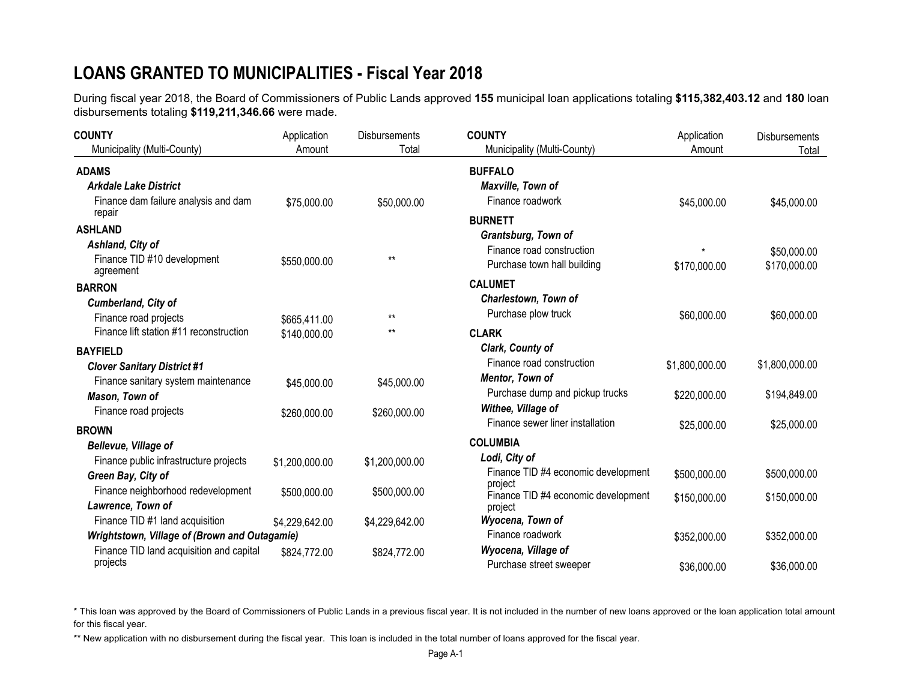# LOANS GRANTED TO MUNICIPALITIES - Fiscal Year 2018

During fiscal year 2018, the Board of Commissioners of Public Lands approved **155** municipal loan applications totaling **$115,382,403.12** and **180** loan disbursements totaling **$119,211,346.66** were made.

| COUNTY<br>Municipality (Multi-County) | Application Amount | Disbursements Total |
|---|---|---|
| **ADAMS** | | |
| ***Arkdale Lake District*** | | |
| Finance dam failure analysis and dam repair | $75,000.00 | $50,000.00 |
| **ASHLAND** | | |
| ***Ashland, City of*** | | |
| Finance TID #10 development agreement | $550,000.00 | ** |
| **BARRON** | | |
| ***Cumberland, City of*** | | |
| Finance road projects | $665,411.00 | ** |
| Finance lift station #11 reconstruction | $140,000.00 | ** |
| **BAYFIELD** | | |
| ***Clover Sanitary District #1*** | | |
| Finance sanitary system maintenance | $45,000.00 | $45,000.00 |
| ***Mason, Town of*** | | |
| Finance road projects | $260,000.00 | $260,000.00 |
| **BROWN** | | |
| ***Bellevue, Village of*** | | |
| Finance public infrastructure projects | $1,200,000.00 | $1,200,000.00 |
| ***Green Bay, City of*** | | |
| Finance neighborhood redevelopment | $500,000.00 | $500,000.00 |
| ***Lawrence, Town of*** | | |
| Finance TID #1 land acquisition | $4,229,642.00 | $4,229,642.00 |
| ***Wrightstown, Village of (Brown and Outagamie)*** | | |
| Finance TID land acquisition and capital projects | $824,772.00 | $824,772.00 |
| **BUFFALO** | | |
| ***Maxville, Town of*** | | |
| Finance roadwork | $45,000.00 | $45,000.00 |
| **BURNETT** | | |
| ***Grantsburg, Town of*** | | |
| Finance road construction | * | $50,000.00 |
| Purchase town hall building | $170,000.00 | $170,000.00 |
| **CALUMET** | | |
| ***Charlestown, Town of*** | | |
| Purchase plow truck | $60,000.00 | $60,000.00 |
| **CLARK** | | |
| ***Clark, County of*** | | |
| Finance road construction | $1,800,000.00 | $1,800,000.00 |
| ***Mentor, Town of*** | | |
| Purchase dump and pickup trucks | $220,000.00 | $194,849.00 |
| ***Withee, Village of*** | | |
| Finance sewer liner installation | $25,000.00 | $25,000.00 |
| **COLUMBIA** | | |
| ***Lodi, City of*** | | |
| Finance TID #4 economic development project | $500,000.00 | $500,000.00 |
| Finance TID #4 economic development project | $150,000.00 | $150,000.00 |
| ***Wyocena, Town of*** | | |
| Finance roadwork | $352,000.00 | $352,000.00 |
| ***Wyocena, Village of*** | | |
| Purchase street sweeper | $36,000.00 | $36,000.00 |

* This loan was approved by the Board of Commissioners of Public Lands in a previous fiscal year. It is not included in the number of new loans approved or the loan application total amount for this fiscal year.

** New application with no disbursement during the fiscal year. This loan is included in the total number of loans approved for the fiscal year.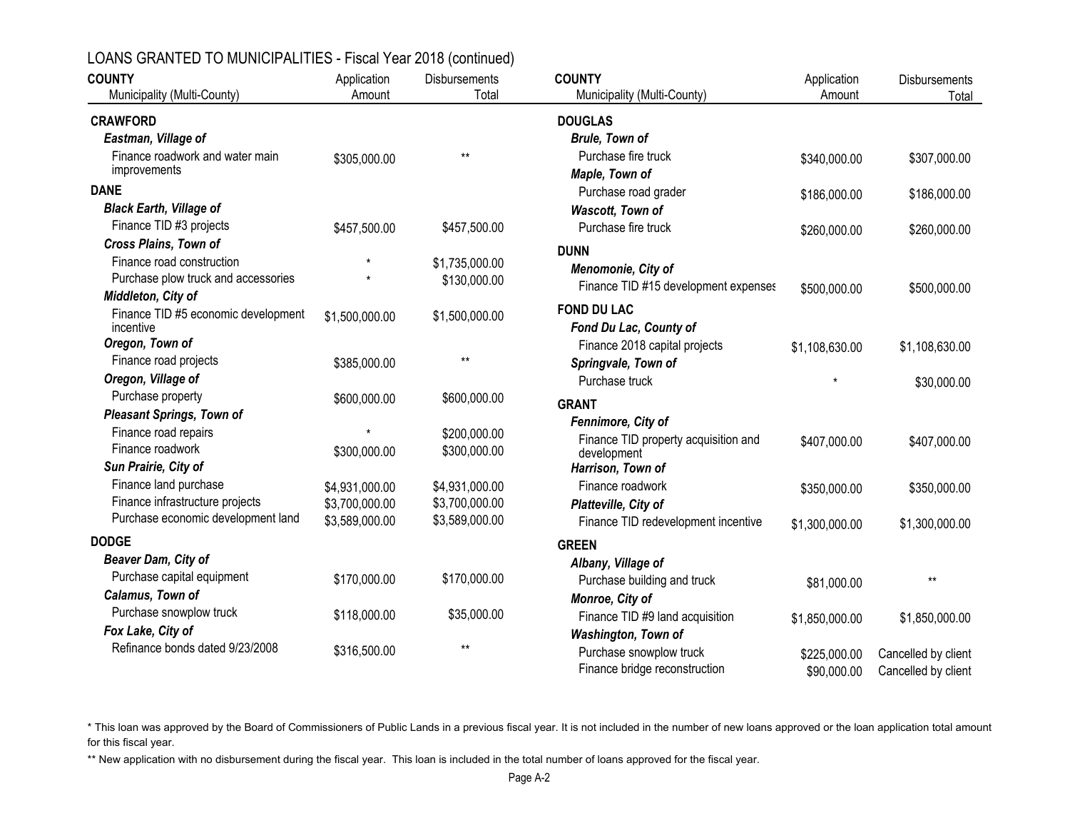## LOANS GRANTED TO MUNICIPALITIES - Fiscal Year 2018 (continued)

| COUNTY<br>Municipality (Multi-County) | Application Amount | Disbursements Total |
|---|---|---|
| **CRAWFORD** | | |
| ***Eastman, Village of*** | | |
| Finance roadwork and water main improvements | $305,000.00 | ** |
| **DANE** | | |
| ***Black Earth, Village of*** | | |
| Finance TID #3 projects | $457,500.00 | $457,500.00 |
| ***Cross Plains, Town of*** | | |
| Finance road construction | * | $1,735,000.00 |
| Purchase plow truck and accessories | * | $130,000.00 |
| ***Middleton, City of*** | | |
| Finance TID #5 economic development incentive | $1,500,000.00 | $1,500,000.00 |
| ***Oregon, Town of*** | | |
| Finance road projects | $385,000.00 | ** |
| ***Oregon, Village of*** | | |
| Purchase property | $600,000.00 | $600,000.00 |
| ***Pleasant Springs, Town of*** | | |
| Finance road repairs | * | $200,000.00 |
| Finance roadwork | $300,000.00 | $300,000.00 |
| ***Sun Prairie, City of*** | | |
| Finance land purchase | $4,931,000.00 | $4,931,000.00 |
| Finance infrastructure projects | $3,700,000.00 | $3,700,000.00 |
| Purchase economic development land | $3,589,000.00 | $3,589,000.00 |
| **DODGE** | | |
| ***Beaver Dam, City of*** | | |
| Purchase capital equipment | $170,000.00 | $170,000.00 |
| ***Calamus, Town of*** | | |
| Purchase snowplow truck | $118,000.00 | $35,000.00 |
| ***Fox Lake, City of*** | | |
| Refinance bonds dated 9/23/2008 | $316,500.00 | ** |
| **DOUGLAS** | | |
| ***Brule, Town of*** | | |
| Purchase fire truck | $340,000.00 | $307,000.00 |
| ***Maple, Town of*** | | |
| Purchase road grader | $186,000.00 | $186,000.00 |
| ***Wascott, Town of*** | | |
| Purchase fire truck | $260,000.00 | $260,000.00 |
| **DUNN** | | |
| ***Menomonie, City of*** | | |
| Finance TID #15 development expenses | $500,000.00 | $500,000.00 |
| **FOND DU LAC** | | |
| ***Fond Du Lac, County of*** | | |
| Finance 2018 capital projects | $1,108,630.00 | $1,108,630.00 |
| ***Springvale, Town of*** | | |
| Purchase truck | * | $30,000.00 |
| **GRANT** | | |
| ***Fennimore, City of*** | | |
| Finance TID property acquisition and development | $407,000.00 | $407,000.00 |
| ***Harrison, Town of*** | | |
| Finance roadwork | $350,000.00 | $350,000.00 |
| ***Platteville, City of*** | | |
| Finance TID redevelopment incentive | $1,300,000.00 | $1,300,000.00 |
| **GREEN** | | |
| ***Albany, Village of*** | | |
| Purchase building and truck | $81,000.00 | ** |
| ***Monroe, City of*** | | |
| Finance TID #9 land acquisition | $1,850,000.00 | $1,850,000.00 |
| ***Washington, Town of*** | | |
| Purchase snowplow truck | $225,000.00 | Cancelled by client |
| Finance bridge reconstruction | $90,000.00 | Cancelled by client |

* This loan was approved by the Board of Commissioners of Public Lands in a previous fiscal year. It is not included in the number of new loans approved or the loan application total amount for this fiscal year.

** New application with no disbursement during the fiscal year. This loan is included in the total number of loans approved for the fiscal year.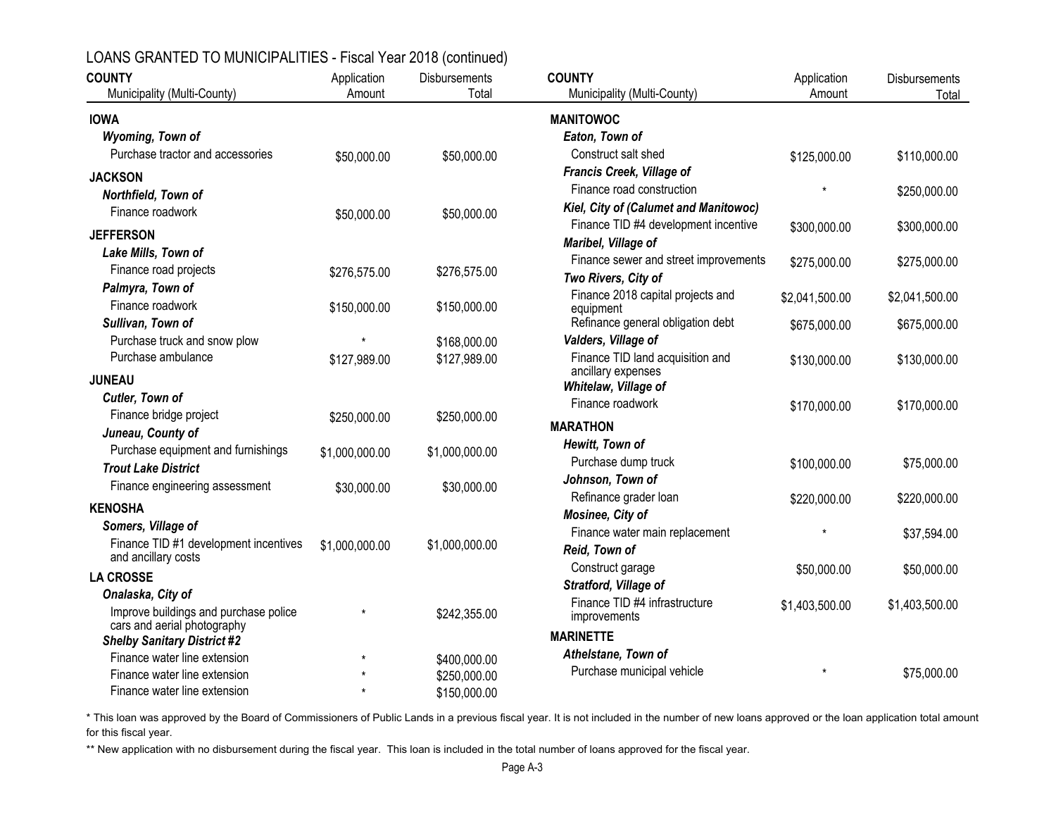## LOANS GRANTED TO MUNICIPALITIES - Fiscal Year 2018 (continued)

| COUNTY / Municipality (Multi-County) | Application Amount | Disbursements Total |
|---|---|---|
| **IOWA** | | |
| ***Wyoming, Town of*** | | |
| Purchase tractor and accessories | $50,000.00 | $50,000.00 |
| **JACKSON** | | |
| ***Northfield, Town of*** | | |
| Finance roadwork | $50,000.00 | $50,000.00 |
| **JEFFERSON** | | |
| ***Lake Mills, Town of*** | | |
| Finance road projects | $276,575.00 | $276,575.00 |
| ***Palmyra, Town of*** | | |
| Finance roadwork | $150,000.00 | $150,000.00 |
| ***Sullivan, Town of*** | | |
| Purchase truck and snow plow | * | $168,000.00 |
| Purchase ambulance | $127,989.00 | $127,989.00 |
| **JUNEAU** | | |
| ***Cutler, Town of*** | | |
| Finance bridge project | $250,000.00 | $250,000.00 |
| ***Juneau, County of*** | | |
| Purchase equipment and furnishings | $1,000,000.00 | $1,000,000.00 |
| ***Trout Lake District*** | | |
| Finance engineering assessment | $30,000.00 | $30,000.00 |
| **KENOSHA** | | |
| ***Somers, Village of*** | | |
| Finance TID #1 development incentives and ancillary costs | $1,000,000.00 | $1,000,000.00 |
| **LA CROSSE** | | |
| ***Onalaska, City of*** | | |
| Improve buildings and purchase police cars and aerial photography | * | $242,355.00 |
| ***Shelby Sanitary District #2*** | | |
| Finance water line extension | * | $400,000.00 |
| Finance water line extension | * | $250,000.00 |
| Finance water line extension | * | $150,000.00 |
| **MANITOWOC** | | |
| ***Eaton, Town of*** | | |
| Construct salt shed | $125,000.00 | $110,000.00 |
| ***Francis Creek, Village of*** | | |
| Finance road construction | * | $250,000.00 |
| ***Kiel, City of (Calumet and Manitowoc)*** | | |
| Finance TID #4 development incentive | $300,000.00 | $300,000.00 |
| ***Maribel, Village of*** | | |
| Finance sewer and street improvements | $275,000.00 | $275,000.00 |
| ***Two Rivers, City of*** | | |
| Finance 2018 capital projects and equipment | $2,041,500.00 | $2,041,500.00 |
| Refinance general obligation debt | $675,000.00 | $675,000.00 |
| ***Valders, Village of*** | | |
| Finance TID land acquisition and ancillary expenses | $130,000.00 | $130,000.00 |
| ***Whitelaw, Village of*** | | |
| Finance roadwork | $170,000.00 | $170,000.00 |
| **MARATHON** | | |
| ***Hewitt, Town of*** | | |
| Purchase dump truck | $100,000.00 | $75,000.00 |
| ***Johnson, Town of*** | | |
| Refinance grader loan | $220,000.00 | $220,000.00 |
| ***Mosinee, City of*** | | |
| Finance water main replacement | * | $37,594.00 |
| ***Reid, Town of*** | | |
| Construct garage | $50,000.00 | $50,000.00 |
| ***Stratford, Village of*** | | |
| Finance TID #4 infrastructure improvements | $1,403,500.00 | $1,403,500.00 |
| **MARINETTE** | | |
| ***Athelstane, Town of*** | | |
| Purchase municipal vehicle | * | $75,000.00 |

* This loan was approved by the Board of Commissioners of Public Lands in a previous fiscal year. It is not included in the number of new loans approved or the loan application total amount for this fiscal year.

** New application with no disbursement during the fiscal year. This loan is included in the total number of loans approved for the fiscal year.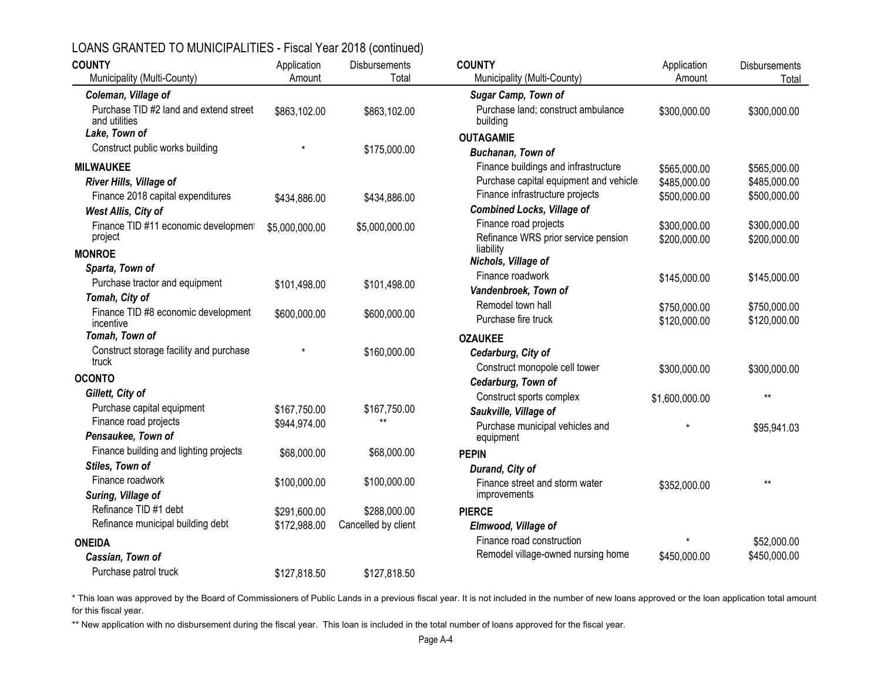## LOANS GRANTED TO MUNICIPALITIES - Fiscal Year 2018 (continued)

| COUNTY<br>Municipality (Multi-County) | Application Amount | Disbursements Total |
|---|---|---|
| ***Coleman, Village of*** | | |
| Purchase TID #2 land and extend street and utilities | $863,102.00 | $863,102.00 |
| ***Lake, Town of*** | | |
| Construct public works building | * | $175,000.00 |
| **MILWAUKEE** | | |
| ***River Hills, Village of*** | | |
| Finance 2018 capital expenditures | $434,886.00 | $434,886.00 |
| ***West Allis, City of*** | | |
| Finance TID #11 economic development project | $5,000,000.00 | $5,000,000.00 |
| **MONROE** | | |
| ***Sparta, Town of*** | | |
| Purchase tractor and equipment | $101,498.00 | $101,498.00 |
| ***Tomah, City of*** | | |
| Finance TID #8 economic development incentive | $600,000.00 | $600,000.00 |
| ***Tomah, Town of*** | | |
| Construct storage facility and purchase truck | * | $160,000.00 |
| **OCONTO** | | |
| ***Gillett, City of*** | | |
| Purchase capital equipment | $167,750.00 | $167,750.00 |
| Finance road projects | $944,974.00 | ** |
| ***Pensaukee, Town of*** | | |
| Finance building and lighting projects | $68,000.00 | $68,000.00 |
| ***Stiles, Town of*** | | |
| Finance roadwork | $100,000.00 | $100,000.00 |
| ***Suring, Village of*** | | |
| Refinance TID #1 debt | $291,600.00 | $288,000.00 |
| Refinance municipal building debt | $172,988.00 | Cancelled by client |
| **ONEIDA** | | |
| ***Cassian, Town of*** | | |
| Purchase patrol truck | $127,818.50 | $127,818.50 |
| ***Sugar Camp, Town of*** | | |
| Purchase land; construct ambulance building | $300,000.00 | $300,000.00 |
| **OUTAGAMIE** | | |
| ***Buchanan, Town of*** | | |
| Finance buildings and infrastructure | $565,000.00 | $565,000.00 |
| Purchase capital equipment and vehicles | $485,000.00 | $485,000.00 |
| Finance infrastructure projects | $500,000.00 | $500,000.00 |
| ***Combined Locks, Village of*** | | |
| Finance road projects | $300,000.00 | $300,000.00 |
| Refinance WRS prior service pension liability | $200,000.00 | $200,000.00 |
| ***Nichols, Village of*** | | |
| Finance roadwork | $145,000.00 | $145,000.00 |
| ***Vandenbroek, Town of*** | | |
| Remodel town hall | $750,000.00 | $750,000.00 |
| Purchase fire truck | $120,000.00 | $120,000.00 |
| **OZAUKEE** | | |
| ***Cedarburg, City of*** | | |
| Construct monopole cell tower | $300,000.00 | $300,000.00 |
| ***Cedarburg, Town of*** | | |
| Construct sports complex | $1,600,000.00 | ** |
| ***Saukville, Village of*** | | |
| Purchase municipal vehicles and equipment | * | $95,941.03 |
| **PEPIN** | | |
| ***Durand, City of*** | | |
| Finance street and storm water improvements | $352,000.00 | ** |
| **PIERCE** | | |
| ***Elmwood, Village of*** | | |
| Finance road construction | * | $52,000.00 |
| Remodel village-owned nursing home | $450,000.00 | $450,000.00 |

* This loan was approved by the Board of Commissioners of Public Lands in a previous fiscal year. It is not included in the number of new loans approved or the loan application total amount for this fiscal year.

** New application with no disbursement during the fiscal year. This loan is included in the total number of loans approved for the fiscal year.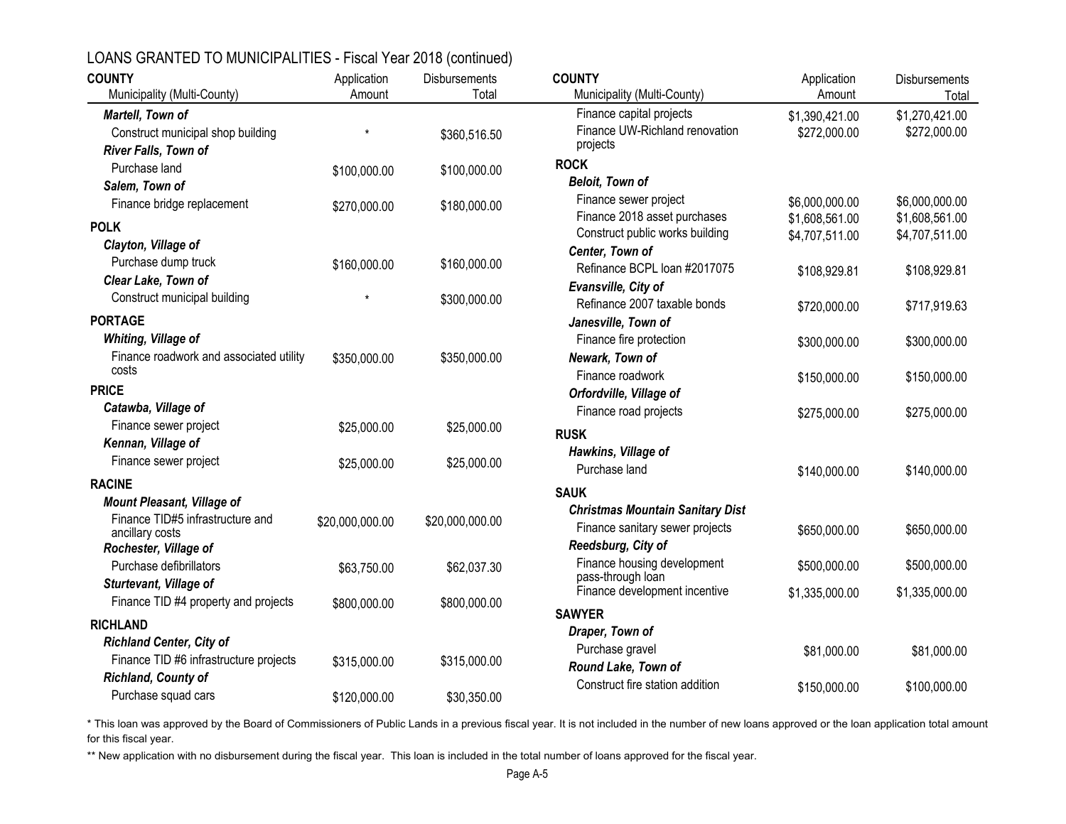## LOANS GRANTED TO MUNICIPALITIES - Fiscal Year 2018 (continued)

| COUNTY<br>Municipality (Multi-County) | Application Amount | Disbursements Total |
|---|---|---|
| ***Martell, Town of*** | | |
| Construct municipal shop building | * | $360,516.50 |
| ***River Falls, Town of*** | | |
| Purchase land | $100,000.00 | $100,000.00 |
| ***Salem, Town of*** | | |
| Finance bridge replacement | $270,000.00 | $180,000.00 |
| **POLK** | | |
| ***Clayton, Village of*** | | |
| Purchase dump truck | $160,000.00 | $160,000.00 |
| ***Clear Lake, Town of*** | | |
| Construct municipal building | * | $300,000.00 |
| **PORTAGE** | | |
| ***Whiting, Village of*** | | |
| Finance roadwork and associated utility costs | $350,000.00 | $350,000.00 |
| **PRICE** | | |
| ***Catawba, Village of*** | | |
| Finance sewer project | $25,000.00 | $25,000.00 |
| ***Kennan, Village of*** | | |
| Finance sewer project | $25,000.00 | $25,000.00 |
| **RACINE** | | |
| ***Mount Pleasant, Village of*** | | |
| Finance TID#5 infrastructure and ancillary costs | $20,000,000.00 | $20,000,000.00 |
| ***Rochester, Village of*** | | |
| Purchase defibrillators | $63,750.00 | $62,037.30 |
| ***Sturtevant, Village of*** | | |
| Finance TID #4 property and projects | $800,000.00 | $800,000.00 |
| **RICHLAND** | | |
| ***Richland Center, City of*** | | |
| Finance TID #6 infrastructure projects | $315,000.00 | $315,000.00 |
| ***Richland, County of*** | | |
| Purchase squad cars | $120,000.00 | $30,350.00 |
| Finance capital projects | $1,390,421.00 | $1,270,421.00 |
| Finance UW-Richland renovation projects | $272,000.00 | $272,000.00 |
| **ROCK** | | |
| ***Beloit, Town of*** | | |
| Finance sewer project | $6,000,000.00 | $6,000,000.00 |
| Finance 2018 asset purchases | $1,608,561.00 | $1,608,561.00 |
| Construct public works building | $4,707,511.00 | $4,707,511.00 |
| ***Center, Town of*** | | |
| Refinance BCPL loan #2017075 | $108,929.81 | $108,929.81 |
| ***Evansville, City of*** | | |
| Refinance 2007 taxable bonds | $720,000.00 | $717,919.63 |
| ***Janesville, Town of*** | | |
| Finance fire protection | $300,000.00 | $300,000.00 |
| ***Newark, Town of*** | | |
| Finance roadwork | $150,000.00 | $150,000.00 |
| ***Orfordville, Village of*** | | |
| Finance road projects | $275,000.00 | $275,000.00 |
| **RUSK** | | |
| ***Hawkins, Village of*** | | |
| Purchase land | $140,000.00 | $140,000.00 |
| **SAUK** | | |
| ***Christmas Mountain Sanitary Dist*** | | |
| Finance sanitary sewer projects | $650,000.00 | $650,000.00 |
| ***Reedsburg, City of*** | | |
| Finance housing development pass-through loan | $500,000.00 | $500,000.00 |
| Finance development incentive | $1,335,000.00 | $1,335,000.00 |
| **SAWYER** | | |
| ***Draper, Town of*** | | |
| Purchase gravel | $81,000.00 | $81,000.00 |
| ***Round Lake, Town of*** | | |
| Construct fire station addition | $150,000.00 | $100,000.00 |

* This loan was approved by the Board of Commissioners of Public Lands in a previous fiscal year. It is not included in the number of new loans approved or the loan application total amount for this fiscal year.

** New application with no disbursement during the fiscal year. This loan is included in the total number of loans approved for the fiscal year.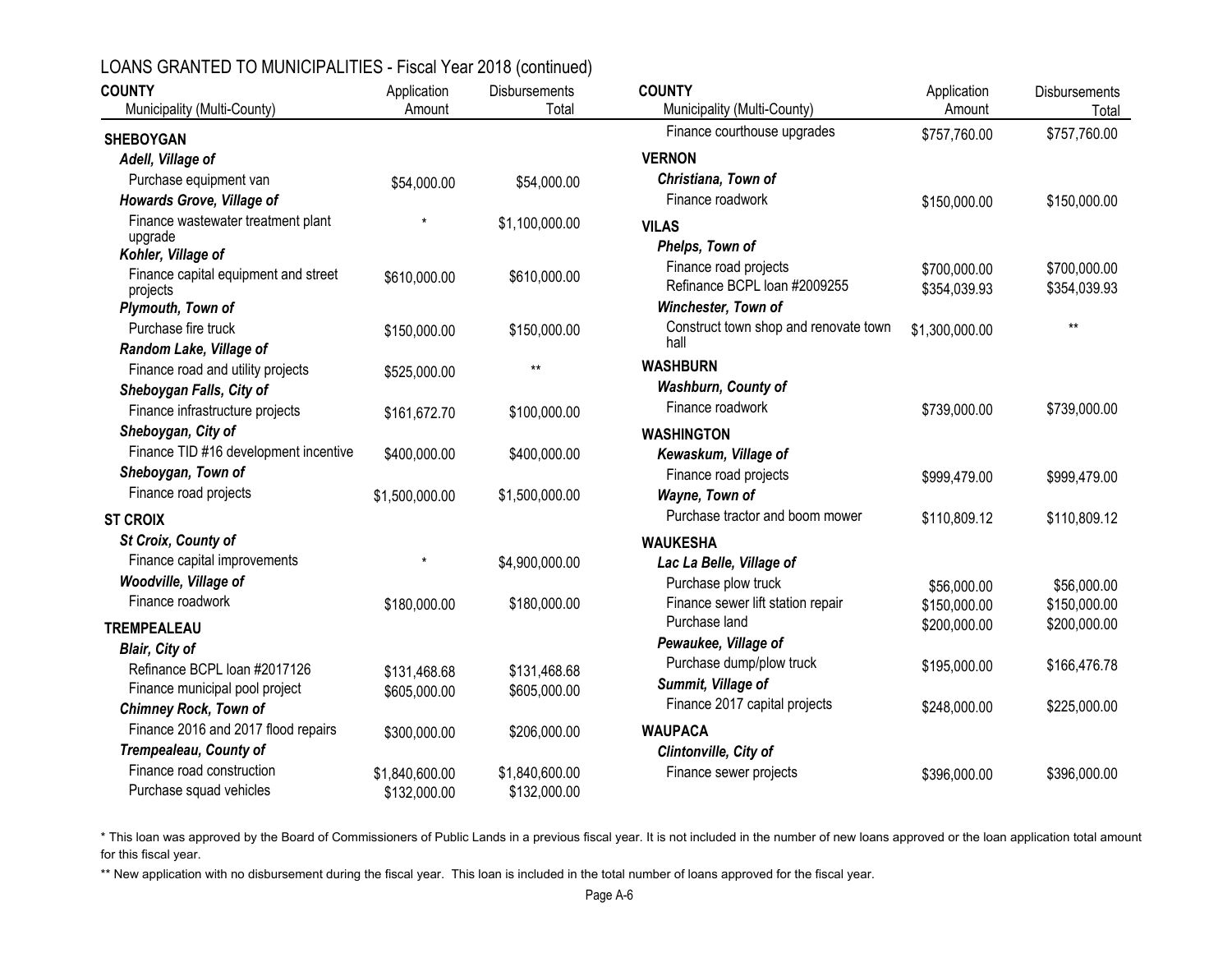## LOANS GRANTED TO MUNICIPALITIES - Fiscal Year 2018 (continued)

| COUNTY<br>Municipality (Multi-County) | Application Amount | Disbursements Total |
|---|---|---|
| **SHEBOYGAN** | | |
| ***Adell, Village of*** | | |
| Purchase equipment van | $54,000.00 | $54,000.00 |
| ***Howards Grove, Village of*** | | |
| Finance wastewater treatment plant upgrade | * | $1,100,000.00 |
| ***Kohler, Village of*** | | |
| Finance capital equipment and street projects | $610,000.00 | $610,000.00 |
| ***Plymouth, Town of*** | | |
| Purchase fire truck | $150,000.00 | $150,000.00 |
| ***Random Lake, Village of*** | | |
| Finance road and utility projects | $525,000.00 | ** |
| ***Sheboygan Falls, City of*** | | |
| Finance infrastructure projects | $161,672.70 | $100,000.00 |
| ***Sheboygan, City of*** | | |
| Finance TID #16 development incentive | $400,000.00 | $400,000.00 |
| ***Sheboygan, Town of*** | | |
| Finance road projects | $1,500,000.00 | $1,500,000.00 |
| **ST CROIX** | | |
| ***St Croix, County of*** | | |
| Finance capital improvements | * | $4,900,000.00 |
| ***Woodville, Village of*** | | |
| Finance roadwork | $180,000.00 | $180,000.00 |
| **TREMPEALEAU** | | |
| ***Blair, City of*** | | |
| Refinance BCPL loan #2017126 | $131,468.68 | $131,468.68 |
| Finance municipal pool project | $605,000.00 | $605,000.00 |
| ***Chimney Rock, Town of*** | | |
| Finance 2016 and 2017 flood repairs | $300,000.00 | $206,000.00 |
| ***Trempealeau, County of*** | | |
| Finance road construction | $1,840,600.00 | $1,840,600.00 |
| Purchase squad vehicles | $132,000.00 | $132,000.00 |
| Finance courthouse upgrades | $757,760.00 | $757,760.00 |
| **VERNON** | | |
| ***Christiana, Town of*** | | |
| Finance roadwork | $150,000.00 | $150,000.00 |
| **VILAS** | | |
| ***Phelps, Town of*** | | |
| Finance road projects | $700,000.00 | $700,000.00 |
| Refinance BCPL loan #2009255 | $354,039.93 | $354,039.93 |
| ***Winchester, Town of*** | | |
| Construct town shop and renovate town hall | $1,300,000.00 | ** |
| **WASHBURN** | | |
| ***Washburn, County of*** | | |
| Finance roadwork | $739,000.00 | $739,000.00 |
| **WASHINGTON** | | |
| ***Kewaskum, Village of*** | | |
| Finance road projects | $999,479.00 | $999,479.00 |
| ***Wayne, Town of*** | | |
| Purchase tractor and boom mower | $110,809.12 | $110,809.12 |
| **WAUKESHA** | | |
| ***Lac La Belle, Village of*** | | |
| Purchase plow truck | $56,000.00 | $56,000.00 |
| Finance sewer lift station repair | $150,000.00 | $150,000.00 |
| Purchase land | $200,000.00 | $200,000.00 |
| ***Pewaukee, Village of*** | | |
| Purchase dump/plow truck | $195,000.00 | $166,476.78 |
| ***Summit, Village of*** | | |
| Finance 2017 capital projects | $248,000.00 | $225,000.00 |
| **WAUPACA** | | |
| ***Clintonville, City of*** | | |
| Finance sewer projects | $396,000.00 | $396,000.00 |

\* This loan was approved by the Board of Commissioners of Public Lands in a previous fiscal year. It is not included in the number of new loans approved or the loan application total amount for this fiscal year.

\** New application with no disbursement during the fiscal year. This loan is included in the total number of loans approved for the fiscal year.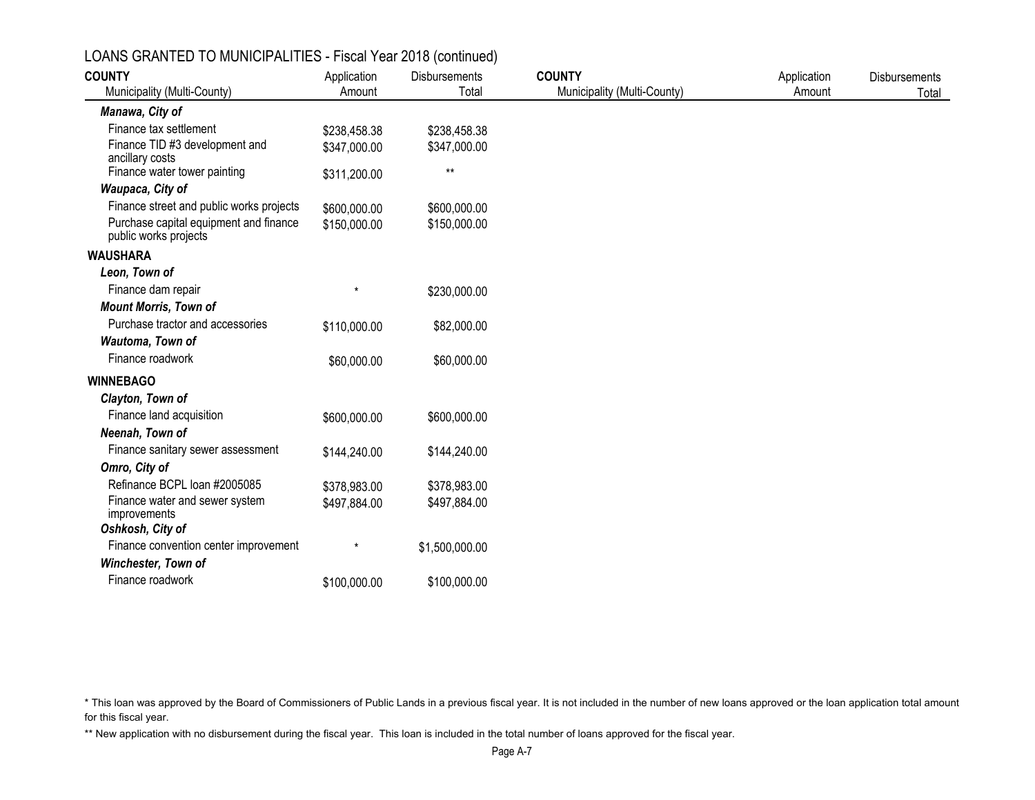## LOANS GRANTED TO MUNICIPALITIES - Fiscal Year 2018 (continued)

| COUNTY<br>Municipality (Multi-County) | Application Amount | Disbursements Total |
|---|---|---|
| ***Manawa, City of*** | | |
| Finance tax settlement | $238,458.38 | $238,458.38 |
| Finance TID #3 development and ancillary costs | $347,000.00 | $347,000.00 |
| Finance water tower painting | $311,200.00 | ** |
| ***Waupaca, City of*** | | |
| Finance street and public works projects | $600,000.00 | $600,000.00 |
| Purchase capital equipment and finance public works projects | $150,000.00 | $150,000.00 |
| **WAUSHARA** | | |
| ***Leon, Town of*** | | |
| Finance dam repair | * | $230,000.00 |
| ***Mount Morris, Town of*** | | |
| Purchase tractor and accessories | $110,000.00 | $82,000.00 |
| ***Wautoma, Town of*** | | |
| Finance roadwork | $60,000.00 | $60,000.00 |
| **WINNEBAGO** | | |
| ***Clayton, Town of*** | | |
| Finance land acquisition | $600,000.00 | $600,000.00 |
| ***Neenah, Town of*** | | |
| Finance sanitary sewer assessment | $144,240.00 | $144,240.00 |
| ***Omro, City of*** | | |
| Refinance BCPL loan #2005085 | $378,983.00 | $378,983.00 |
| Finance water and sewer system improvements | $497,884.00 | $497,884.00 |
| ***Oshkosh, City of*** | | |
| Finance convention center improvement | * | $1,500,000.00 |
| ***Winchester, Town of*** | | |
| Finance roadwork | $100,000.00 | $100,000.00 |

\* This loan was approved by the Board of Commissioners of Public Lands in a previous fiscal year. It is not included in the number of new loans approved or the loan application total amount for this fiscal year.

\*\* New application with no disbursement during the fiscal year. This loan is included in the total number of loans approved for the fiscal year.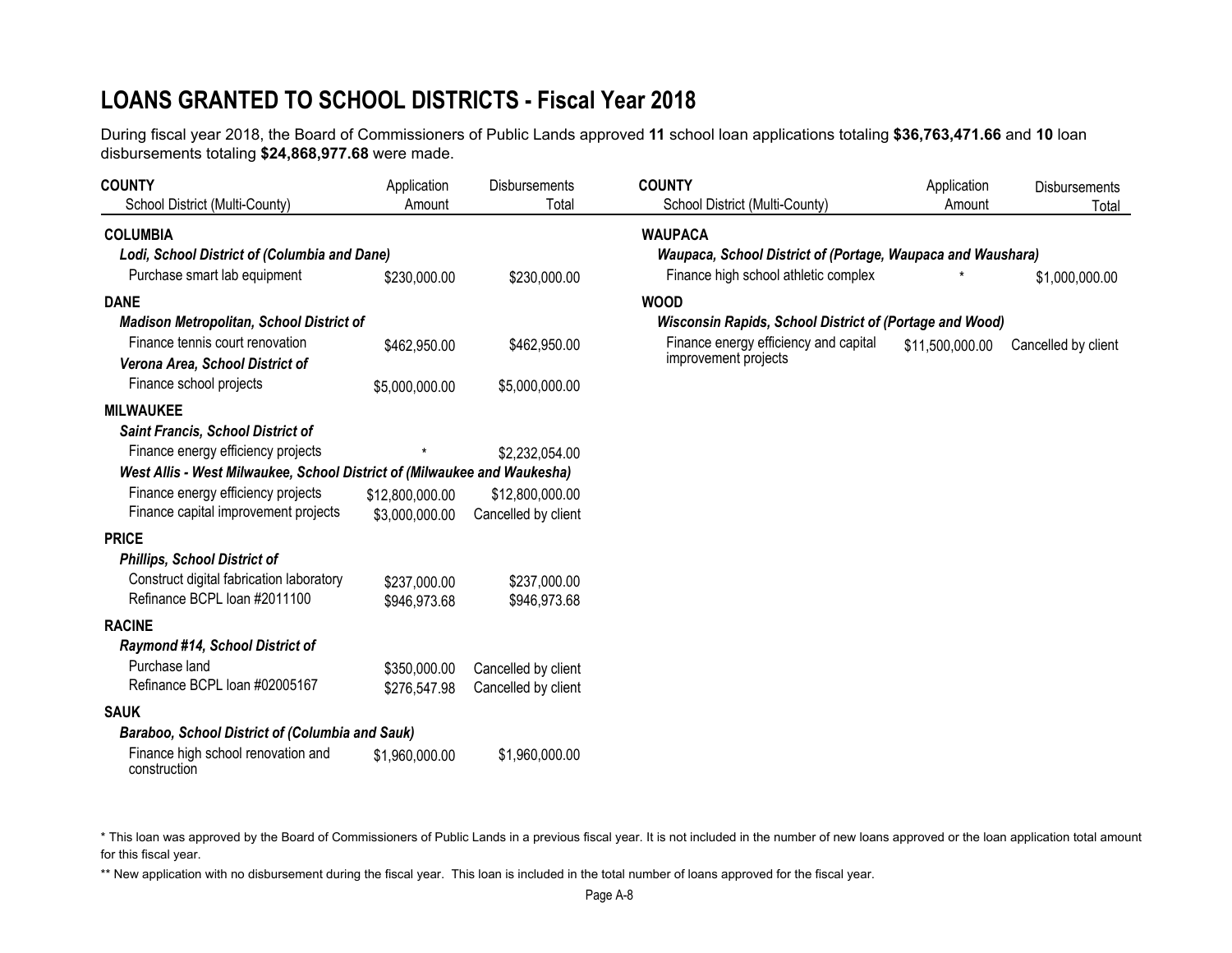# LOANS GRANTED TO SCHOOL DISTRICTS - Fiscal Year 2018

During fiscal year 2018, the Board of Commissioners of Public Lands approved **11** school loan applications totaling **$36,763,471.66** and **10** loan disbursements totaling **$24,868,977.68** were made.

| COUNTY<br>School District (Multi-County) | Application Amount | Disbursements Total |
|---|---|---|
| **COLUMBIA** | | |
| ***Lodi, School District of (Columbia and Dane)*** | | |
| Purchase smart lab equipment | $230,000.00 | $230,000.00 |
| **DANE** | | |
| ***Madison Metropolitan, School District of*** | | |
| Finance tennis court renovation | $462,950.00 | $462,950.00 |
| ***Verona Area, School District of*** | | |
| Finance school projects | $5,000,000.00 | $5,000,000.00 |
| **MILWAUKEE** | | |
| ***Saint Francis, School District of*** | | |
| Finance energy efficiency projects | * | $2,232,054.00 |
| ***West Allis - West Milwaukee, School District of (Milwaukee and Waukesha)*** | | |
| Finance energy efficiency projects | $12,800,000.00 | $12,800,000.00 |
| Finance capital improvement projects | $3,000,000.00 | Cancelled by client |
| **PRICE** | | |
| ***Phillips, School District of*** | | |
| Construct digital fabrication laboratory | $237,000.00 | $237,000.00 |
| Refinance BCPL loan #2011100 | $946,973.68 | $946,973.68 |
| **RACINE** | | |
| ***Raymond #14, School District of*** | | |
| Purchase land | $350,000.00 | Cancelled by client |
| Refinance BCPL loan #02005167 | $276,547.98 | Cancelled by client |
| **SAUK** | | |
| ***Baraboo, School District of (Columbia and Sauk)*** | | |
| Finance high school renovation and construction | $1,960,000.00 | $1,960,000.00 |
| **WAUPACA** | | |
| ***Waupaca, School District of (Portage, Waupaca and Waushara)*** | | |
| Finance high school athletic complex | * | $1,000,000.00 |
| **WOOD** | | |
| ***Wisconsin Rapids, School District of (Portage and Wood)*** | | |
| Finance energy efficiency and capital improvement projects | $11,500,000.00 | Cancelled by client |

\* This loan was approved by the Board of Commissioners of Public Lands in a previous fiscal year. It is not included in the number of new loans approved or the loan application total amount for this fiscal year.

** New application with no disbursement during the fiscal year. This loan is included in the total number of loans approved for the fiscal year.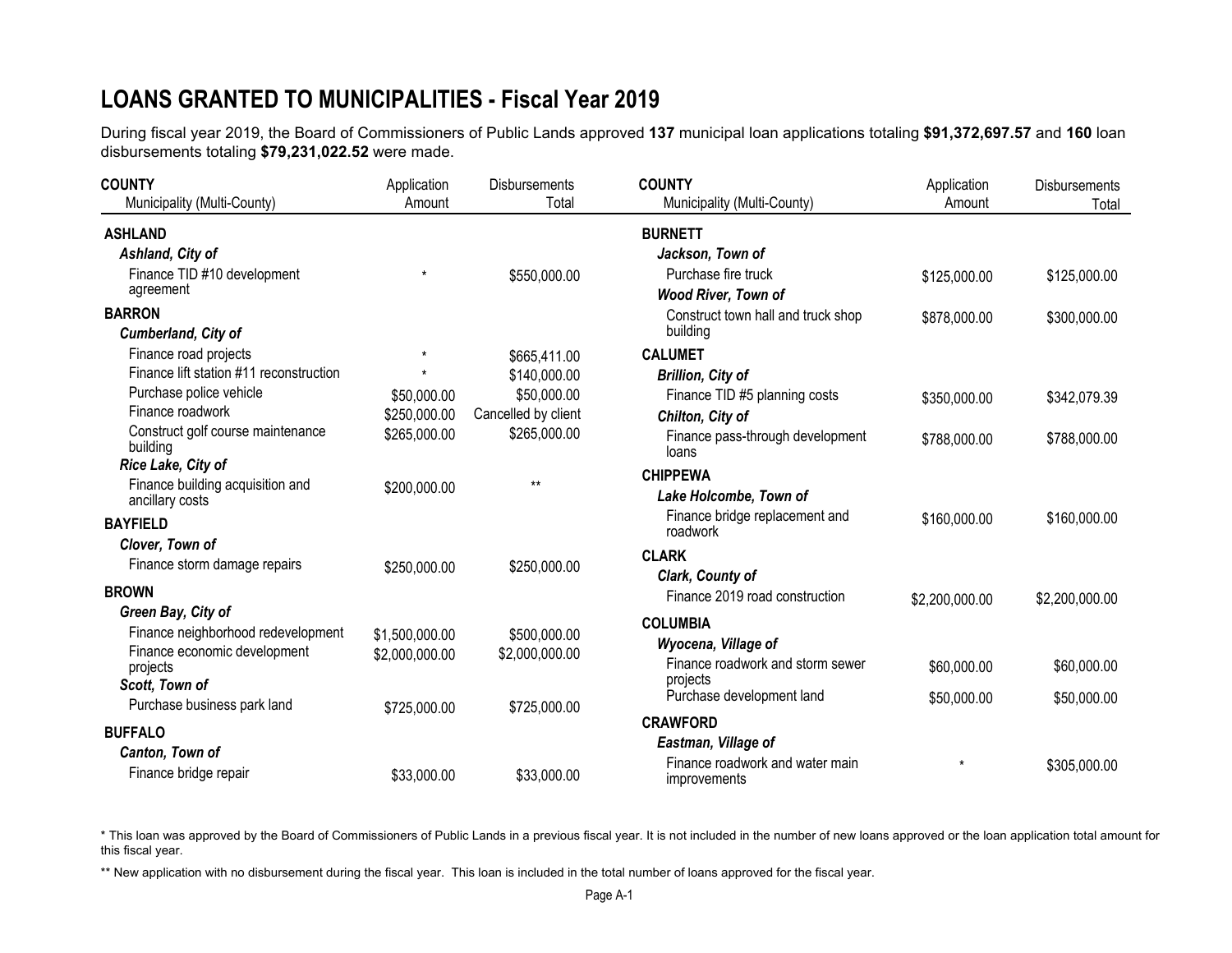# LOANS GRANTED TO MUNICIPALITIES - Fiscal Year 2019

During fiscal year 2019, the Board of Commissioners of Public Lands approved **137** municipal loan applications totaling **$91,372,697.57** and **160** loan disbursements totaling **$79,231,022.52** were made.

| COUNTY<br>Municipality (Multi-County) | Application Amount | Disbursements Total |
|---|---|---|
| **ASHLAND** | | |
| ***Ashland, City of*** | | |
| Finance TID #10 development agreement | * | $550,000.00 |
| **BARRON** | | |
| ***Cumberland, City of*** | | |
| Finance road projects | * | $665,411.00 |
| Finance lift station #11 reconstruction | * | $140,000.00 |
| Purchase police vehicle | $50,000.00 | $50,000.00 |
| Finance roadwork | $250,000.00 | Cancelled by client |
| Construct golf course maintenance building | $265,000.00 | $265,000.00 |
| ***Rice Lake, City of*** | | |
| Finance building acquisition and ancillary costs | $200,000.00 | ** |
| **BAYFIELD** | | |
| ***Clover, Town of*** | | |
| Finance storm damage repairs | $250,000.00 | $250,000.00 |
| **BROWN** | | |
| ***Green Bay, City of*** | | |
| Finance neighborhood redevelopment | $1,500,000.00 | $500,000.00 |
| Finance economic development projects | $2,000,000.00 | $2,000,000.00 |
| ***Scott, Town of*** | | |
| Purchase business park land | $725,000.00 | $725,000.00 |
| **BUFFALO** | | |
| ***Canton, Town of*** | | |
| Finance bridge repair | $33,000.00 | $33,000.00 |
| **BURNETT** | | |
| ***Jackson, Town of*** | | |
| Purchase fire truck | $125,000.00 | $125,000.00 |
| ***Wood River, Town of*** | | |
| Construct town hall and truck shop building | $878,000.00 | $300,000.00 |
| **CALUMET** | | |
| ***Brillion, City of*** | | |
| Finance TID #5 planning costs | $350,000.00 | $342,079.39 |
| ***Chilton, City of*** | | |
| Finance pass-through development loans | $788,000.00 | $788,000.00 |
| **CHIPPEWA** | | |
| ***Lake Holcombe, Town of*** | | |
| Finance bridge replacement and roadwork | $160,000.00 | $160,000.00 |
| **CLARK** | | |
| ***Clark, County of*** | | |
| Finance 2019 road construction | $2,200,000.00 | $2,200,000.00 |
| **COLUMBIA** | | |
| ***Wyocena, Village of*** | | |
| Finance roadwork and storm sewer projects | $60,000.00 | $60,000.00 |
| Purchase development land | $50,000.00 | $50,000.00 |
| **CRAWFORD** | | |
| ***Eastman, Village of*** | | |
| Finance roadwork and water main improvements | * | $305,000.00 |

* This loan was approved by the Board of Commissioners of Public Lands in a previous fiscal year. It is not included in the number of new loans approved or the loan application total amount for this fiscal year.

** New application with no disbursement during the fiscal year. This loan is included in the total number of loans approved for the fiscal year.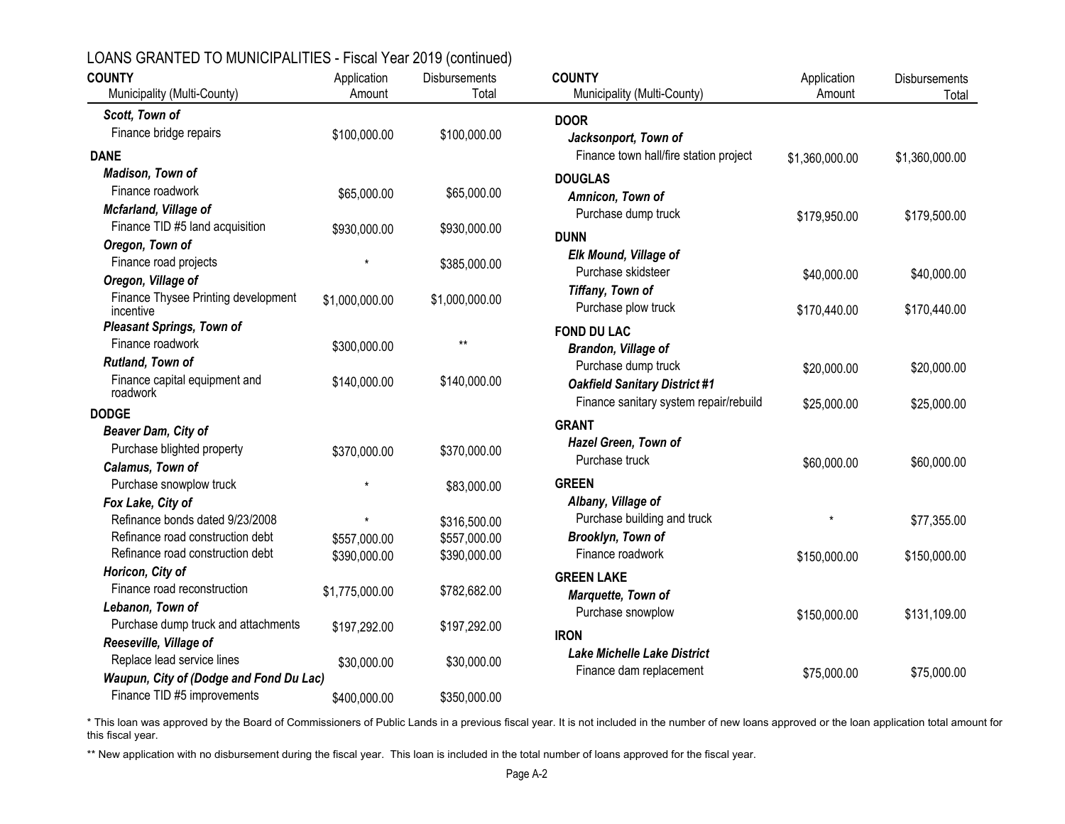## LOANS GRANTED TO MUNICIPALITIES - Fiscal Year 2019 (continued)

| COUNTY / Municipality (Multi-County) | Application Amount | Disbursements Total |
|---|---|---|
| ***Scott, Town of*** | | |
| Finance bridge repairs | $100,000.00 | $100,000.00 |
| **DANE** | | |
| ***Madison, Town of*** | | |
| Finance roadwork | $65,000.00 | $65,000.00 |
| ***Mcfarland, Village of*** | | |
| Finance TID #5 land acquisition | $930,000.00 | $930,000.00 |
| ***Oregon, Town of*** | | |
| Finance road projects | * | $385,000.00 |
| ***Oregon, Village of*** | | |
| Finance Thysee Printing development incentive | $1,000,000.00 | $1,000,000.00 |
| ***Pleasant Springs, Town of*** | | |
| Finance roadwork | $300,000.00 | ** |
| ***Rutland, Town of*** | | |
| Finance capital equipment and roadwork | $140,000.00 | $140,000.00 |
| **DODGE** | | |
| ***Beaver Dam, City of*** | | |
| Purchase blighted property | $370,000.00 | $370,000.00 |
| ***Calamus, Town of*** | | |
| Purchase snowplow truck | * | $83,000.00 |
| ***Fox Lake, City of*** | | |
| Refinance bonds dated 9/23/2008 | * | $316,500.00 |
| Refinance road construction debt | $557,000.00 | $557,000.00 |
| Refinance road construction debt | $390,000.00 | $390,000.00 |
| ***Horicon, City of*** | | |
| Finance road reconstruction | $1,775,000.00 | $782,682.00 |
| ***Lebanon, Town of*** | | |
| Purchase dump truck and attachments | $197,292.00 | $197,292.00 |
| ***Reeseville, Village of*** | | |
| Replace lead service lines | $30,000.00 | $30,000.00 |
| ***Waupun, City of (Dodge and Fond Du Lac)*** | | |
| Finance TID #5 improvements | $400,000.00 | $350,000.00 |
| **DOOR** | | |
| ***Jacksonport, Town of*** | | |
| Finance town hall/fire station project | $1,360,000.00 | $1,360,000.00 |
| **DOUGLAS** | | |
| ***Amnicon, Town of*** | | |
| Purchase dump truck | $179,950.00 | $179,500.00 |
| **DUNN** | | |
| ***Elk Mound, Village of*** | | |
| Purchase skidsteer | $40,000.00 | $40,000.00 |
| ***Tiffany, Town of*** | | |
| Purchase plow truck | $170,440.00 | $170,440.00 |
| **FOND DU LAC** | | |
| ***Brandon, Village of*** | | |
| Purchase dump truck | $20,000.00 | $20,000.00 |
| ***Oakfield Sanitary District #1*** | | |
| Finance sanitary system repair/rebuild | $25,000.00 | $25,000.00 |
| **GRANT** | | |
| ***Hazel Green, Town of*** | | |
| Purchase truck | $60,000.00 | $60,000.00 |
| **GREEN** | | |
| ***Albany, Village of*** | | |
| Purchase building and truck | * | $77,355.00 |
| ***Brooklyn, Town of*** | | |
| Finance roadwork | $150,000.00 | $150,000.00 |
| **GREEN LAKE** | | |
| ***Marquette, Town of*** | | |
| Purchase snowplow | $150,000.00 | $131,109.00 |
| **IRON** | | |
| ***Lake Michelle Lake District*** | | |
| Finance dam replacement | $75,000.00 | $75,000.00 |

\* This loan was approved by the Board of Commissioners of Public Lands in a previous fiscal year. It is not included in the number of new loans approved or the loan application total amount for this fiscal year.

\*\* New application with no disbursement during the fiscal year. This loan is included in the total number of loans approved for the fiscal year.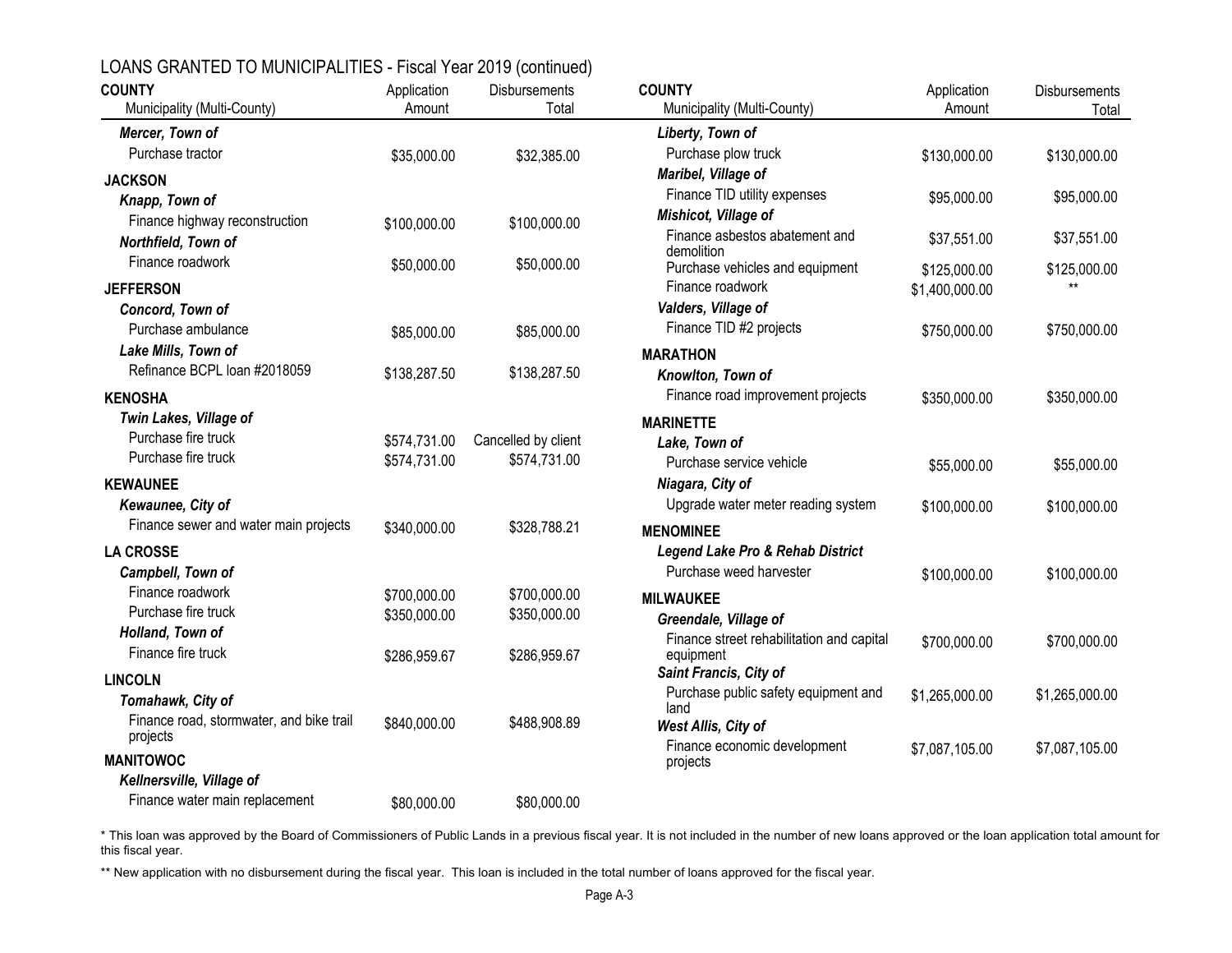## LOANS GRANTED TO MUNICIPALITIES - Fiscal Year 2019 (continued)

| COUNTY<br>Municipality (Multi-County) | Application Amount | Disbursements Total |
|---|---|---|
| ***Mercer, Town of*** | | |
| Purchase tractor | $35,000.00 | $32,385.00 |
| **JACKSON** | | |
| ***Knapp, Town of*** | | |
| Finance highway reconstruction | $100,000.00 | $100,000.00 |
| ***Northfield, Town of*** | | |
| Finance roadwork | $50,000.00 | $50,000.00 |
| **JEFFERSON** | | |
| ***Concord, Town of*** | | |
| Purchase ambulance | $85,000.00 | $85,000.00 |
| ***Lake Mills, Town of*** | | |
| Refinance BCPL loan #2018059 | $138,287.50 | $138,287.50 |
| **KENOSHA** | | |
| ***Twin Lakes, Village of*** | | |
| Purchase fire truck | $574,731.00 | Cancelled by client |
| Purchase fire truck | $574,731.00 | $574,731.00 |
| **KEWAUNEE** | | |
| ***Kewaunee, City of*** | | |
| Finance sewer and water main projects | $340,000.00 | $328,788.21 |
| **LA CROSSE** | | |
| ***Campbell, Town of*** | | |
| Finance roadwork | $700,000.00 | $700,000.00 |
| Purchase fire truck | $350,000.00 | $350,000.00 |
| ***Holland, Town of*** | | |
| Finance fire truck | $286,959.67 | $286,959.67 |
| **LINCOLN** | | |
| ***Tomahawk, City of*** | | |
| Finance road, stormwater, and bike trail projects | $840,000.00 | $488,908.89 |
| **MANITOWOC** | | |
| ***Kellnersville, Village of*** | | |
| Finance water main replacement | $80,000.00 | $80,000.00 |
| ***Liberty, Town of*** | | |
| Purchase plow truck | $130,000.00 | $130,000.00 |
| ***Maribel, Village of*** | | |
| Finance TID utility expenses | $95,000.00 | $95,000.00 |
| ***Mishicot, Village of*** | | |
| Finance asbestos abatement and demolition | $37,551.00 | $37,551.00 |
| Purchase vehicles and equipment | $125,000.00 | $125,000.00 |
| Finance roadwork | $1,400,000.00 | ** |
| ***Valders, Village of*** | | |
| Finance TID #2 projects | $750,000.00 | $750,000.00 |
| **MARATHON** | | |
| ***Knowlton, Town of*** | | |
| Finance road improvement projects | $350,000.00 | $350,000.00 |
| **MARINETTE** | | |
| ***Lake, Town of*** | | |
| Purchase service vehicle | $55,000.00 | $55,000.00 |
| ***Niagara, City of*** | | |
| Upgrade water meter reading system | $100,000.00 | $100,000.00 |
| **MENOMINEE** | | |
| ***Legend Lake Pro & Rehab District*** | | |
| Purchase weed harvester | $100,000.00 | $100,000.00 |
| **MILWAUKEE** | | |
| ***Greendale, Village of*** | | |
| Finance street rehabilitation and capital equipment | $700,000.00 | $700,000.00 |
| ***Saint Francis, City of*** | | |
| Purchase public safety equipment and land | $1,265,000.00 | $1,265,000.00 |
| ***West Allis, City of*** | | |
| Finance economic development projects | $7,087,105.00 | $7,087,105.00 |

\* This loan was approved by the Board of Commissioners of Public Lands in a previous fiscal year. It is not included in the number of new loans approved or the loan application total amount for this fiscal year.

\*\* New application with no disbursement during the fiscal year. This loan is included in the total number of loans approved for the fiscal year.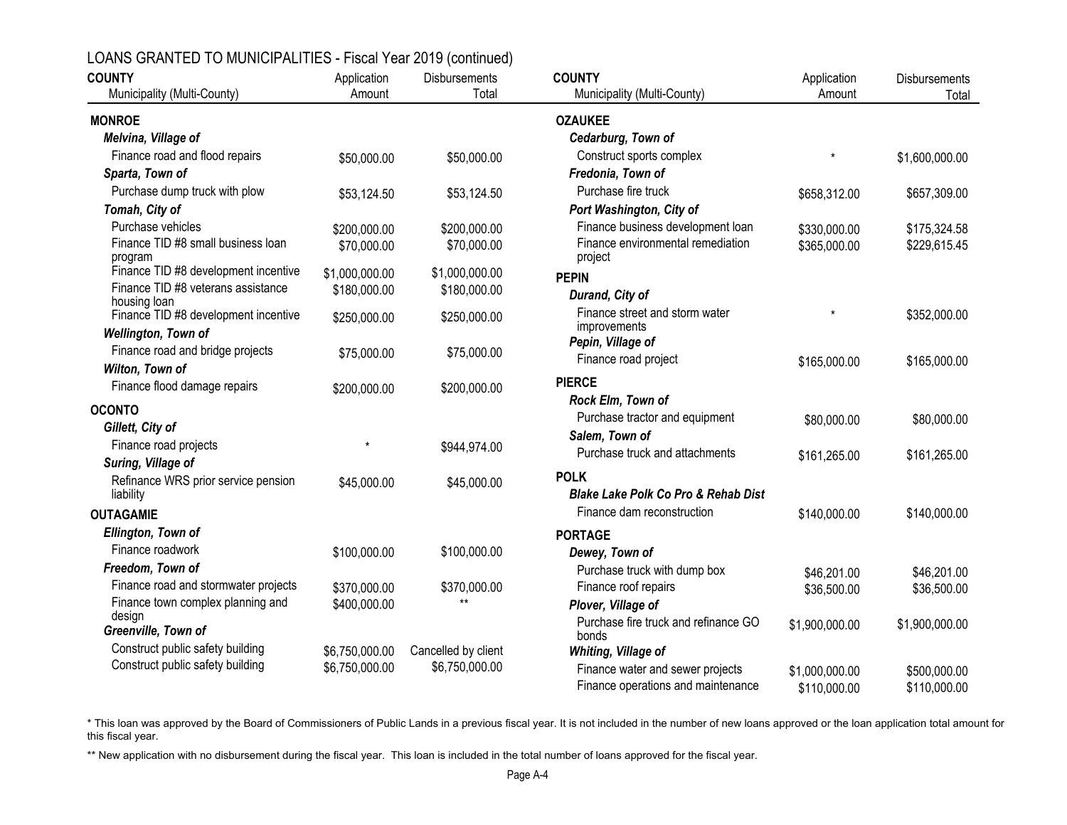## LOANS GRANTED TO MUNICIPALITIES - Fiscal Year 2019 (continued)

| COUNTY<br>Municipality (Multi-County) | Application Amount | Disbursements Total |
|---|---|---|
| **MONROE** | | |
| ***Melvina, Village of*** | | |
| Finance road and flood repairs | $50,000.00 | $50,000.00 |
| ***Sparta, Town of*** | | |
| Purchase dump truck with plow | $53,124.50 | $53,124.50 |
| ***Tomah, City of*** | | |
| Purchase vehicles | $200,000.00 | $200,000.00 |
| Finance TID #8 small business loan program | $70,000.00 | $70,000.00 |
| Finance TID #8 development incentive | $1,000,000.00 | $1,000,000.00 |
| Finance TID #8 veterans assistance housing loan | $180,000.00 | $180,000.00 |
| Finance TID #8 development incentive | $250,000.00 | $250,000.00 |
| ***Wellington, Town of*** | | |
| Finance road and bridge projects | $75,000.00 | $75,000.00 |
| ***Wilton, Town of*** | | |
| Finance flood damage repairs | $200,000.00 | $200,000.00 |
| **OCONTO** | | |
| ***Gillett, City of*** | | |
| Finance road projects | * | $944,974.00 |
| ***Suring, Village of*** | | |
| Refinance WRS prior service pension liability | $45,000.00 | $45,000.00 |
| **OUTAGAMIE** | | |
| ***Ellington, Town of*** | | |
| Finance roadwork | $100,000.00 | $100,000.00 |
| ***Freedom, Town of*** | | |
| Finance road and stormwater projects | $370,000.00 | $370,000.00 |
| Finance town complex planning and design | $400,000.00 | ** |
| ***Greenville, Town of*** | | |
| Construct public safety building | $6,750,000.00 | Cancelled by client |
| Construct public safety building | $6,750,000.00 | $6,750,000.00 |
| **OZAUKEE** | | |
| ***Cedarburg, Town of*** | | |
| Construct sports complex | * | $1,600,000.00 |
| ***Fredonia, Town of*** | | |
| Purchase fire truck | $658,312.00 | $657,309.00 |
| ***Port Washington, City of*** | | |
| Finance business development loan | $330,000.00 | $175,324.58 |
| Finance environmental remediation project | $365,000.00 | $229,615.45 |
| **PEPIN** | | |
| ***Durand, City of*** | | |
| Finance street and storm water improvements | * | $352,000.00 |
| ***Pepin, Village of*** | | |
| Finance road project | $165,000.00 | $165,000.00 |
| **PIERCE** | | |
| ***Rock Elm, Town of*** | | |
| Purchase tractor and equipment | $80,000.00 | $80,000.00 |
| ***Salem, Town of*** | | |
| Purchase truck and attachments | $161,265.00 | $161,265.00 |
| **POLK** | | |
| ***Blake Lake Polk Co Pro & Rehab Dist*** | | |
| Finance dam reconstruction | $140,000.00 | $140,000.00 |
| **PORTAGE** | | |
| ***Dewey, Town of*** | | |
| Purchase truck with dump box | $46,201.00 | $46,201.00 |
| Finance roof repairs | $36,500.00 | $36,500.00 |
| ***Plover, Village of*** | | |
| Purchase fire truck and refinance GO bonds | $1,900,000.00 | $1,900,000.00 |
| ***Whiting, Village of*** | | |
| Finance water and sewer projects | $1,000,000.00 | $500,000.00 |
| Finance operations and maintenance | $110,000.00 | $110,000.00 |

\* This loan was approved by the Board of Commissioners of Public Lands in a previous fiscal year. It is not included in the number of new loans approved or the loan application total amount for this fiscal year.

\*\* New application with no disbursement during the fiscal year. This loan is included in the total number of loans approved for the fiscal year.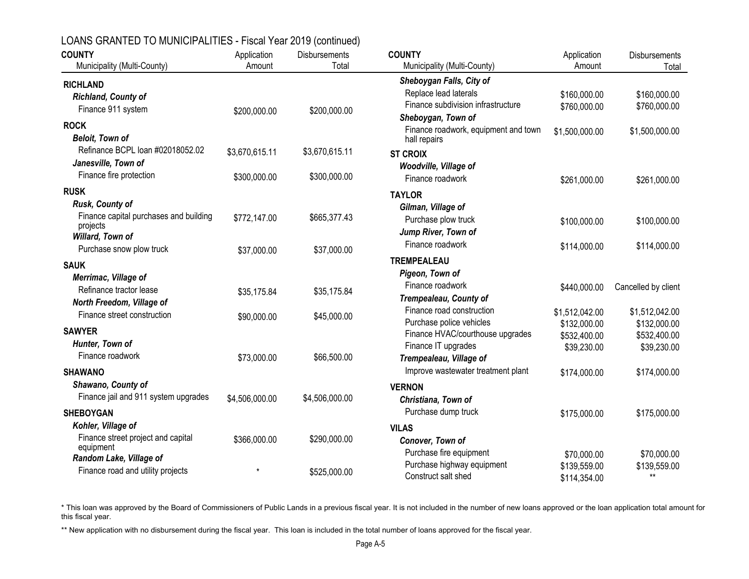## LOANS GRANTED TO MUNICIPALITIES - Fiscal Year 2019 (continued)

| COUNTY<br>Municipality (Multi-County) | Application Amount | Disbursements Total |
|---|---|---|
| **RICHLAND** | | |
| ***Richland, County of*** | | |
| Finance 911 system | $200,000.00 | $200,000.00 |
| **ROCK** | | |
| ***Beloit, Town of*** | | |
| Refinance BCPL loan #02018052.02 | $3,670,615.11 | $3,670,615.11 |
| ***Janesville, Town of*** | | |
| Finance fire protection | $300,000.00 | $300,000.00 |
| **RUSK** | | |
| ***Rusk, County of*** | | |
| Finance capital purchases and building projects | $772,147.00 | $665,377.43 |
| ***Willard, Town of*** | | |
| Purchase snow plow truck | $37,000.00 | $37,000.00 |
| **SAUK** | | |
| ***Merrimac, Village of*** | | |
| Refinance tractor lease | $35,175.84 | $35,175.84 |
| ***North Freedom, Village of*** | | |
| Finance street construction | $90,000.00 | $45,000.00 |
| **SAWYER** | | |
| ***Hunter, Town of*** | | |
| Finance roadwork | $73,000.00 | $66,500.00 |
| **SHAWANO** | | |
| ***Shawano, County of*** | | |
| Finance jail and 911 system upgrades | $4,506,000.00 | $4,506,000.00 |
| **SHEBOYGAN** | | |
| ***Kohler, Village of*** | | |
| Finance street project and capital equipment | $366,000.00 | $290,000.00 |
| ***Random Lake, Village of*** | | |
| Finance road and utility projects | * | $525,000.00 |
| ***Sheboygan Falls, City of*** | | |
| Replace lead laterals | $160,000.00 | $160,000.00 |
| Finance subdivision infrastructure | $760,000.00 | $760,000.00 |
| ***Sheboygan, Town of*** | | |
| Finance roadwork, equipment and town hall repairs | $1,500,000.00 | $1,500,000.00 |
| **ST CROIX** | | |
| ***Woodville, Village of*** | | |
| Finance roadwork | $261,000.00 | $261,000.00 |
| **TAYLOR** | | |
| ***Gilman, Village of*** | | |
| Purchase plow truck | $100,000.00 | $100,000.00 |
| ***Jump River, Town of*** | | |
| Finance roadwork | $114,000.00 | $114,000.00 |
| **TREMPEALEAU** | | |
| ***Pigeon, Town of*** | | |
| Finance roadwork | $440,000.00 | Cancelled by client |
| ***Trempealeau, County of*** | | |
| Finance road construction | $1,512,042.00 | $1,512,042.00 |
| Purchase police vehicles | $132,000.00 | $132,000.00 |
| Finance HVAC/courthouse upgrades | $532,400.00 | $532,400.00 |
| Finance IT upgrades | $39,230.00 | $39,230.00 |
| ***Trempealeau, Village of*** | | |
| Improve wastewater treatment plant | $174,000.00 | $174,000.00 |
| **VERNON** | | |
| ***Christiana, Town of*** | | |
| Purchase dump truck | $175,000.00 | $175,000.00 |
| **VILAS** | | |
| ***Conover, Town of*** | | |
| Purchase fire equipment | $70,000.00 | $70,000.00 |
| Purchase highway equipment | $139,559.00 | $139,559.00 |
| Construct salt shed | $114,354.00 | ** |

\* This loan was approved by the Board of Commissioners of Public Lands in a previous fiscal year. It is not included in the number of new loans approved or the loan application total amount for this fiscal year.

\*\* New application with no disbursement during the fiscal year. This loan is included in the total number of loans approved for the fiscal year.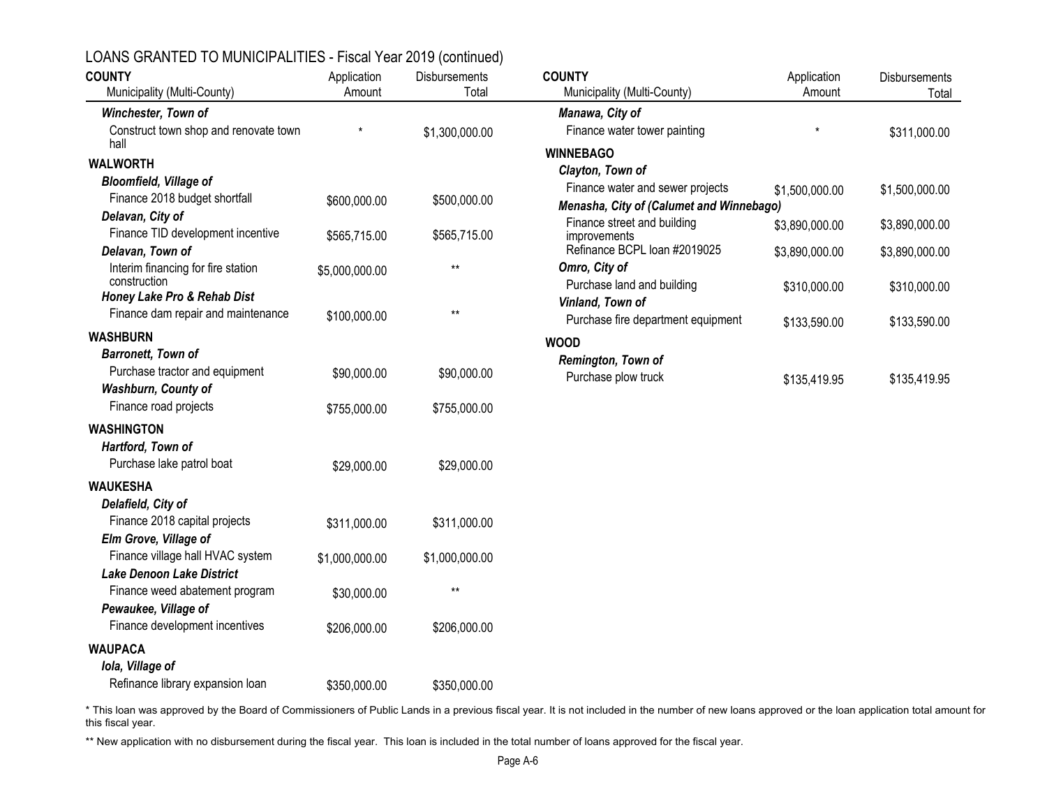## LOANS GRANTED TO MUNICIPALITIES - Fiscal Year 2019 (continued)

| COUNTY<br>Municipality (Multi-County) | Application Amount | Disbursements Total |
|---|---|---|
| ***Winchester, Town of*** | | |
| Construct town shop and renovate town hall | * | $1,300,000.00 |
| **WALWORTH** | | |
| ***Bloomfield, Village of*** | | |
| Finance 2018 budget shortfall | $600,000.00 | $500,000.00 |
| ***Delavan, City of*** | | |
| Finance TID development incentive | $565,715.00 | $565,715.00 |
| ***Delavan, Town of*** | | |
| Interim financing for fire station construction | $5,000,000.00 | ** |
| ***Honey Lake Pro & Rehab Dist*** | | |
| Finance dam repair and maintenance | $100,000.00 | ** |
| **WASHBURN** | | |
| ***Barronett, Town of*** | | |
| Purchase tractor and equipment | $90,000.00 | $90,000.00 |
| ***Washburn, County of*** | | |
| Finance road projects | $755,000.00 | $755,000.00 |
| **WASHINGTON** | | |
| ***Hartford, Town of*** | | |
| Purchase lake patrol boat | $29,000.00 | $29,000.00 |
| **WAUKESHA** | | |
| ***Delafield, City of*** | | |
| Finance 2018 capital projects | $311,000.00 | $311,000.00 |
| ***Elm Grove, Village of*** | | |
| Finance village hall HVAC system | $1,000,000.00 | $1,000,000.00 |
| ***Lake Denoon Lake District*** | | |
| Finance weed abatement program | $30,000.00 | ** |
| ***Pewaukee, Village of*** | | |
| Finance development incentives | $206,000.00 | $206,000.00 |
| **WAUPACA** | | |
| ***Iola, Village of*** | | |
| Refinance library expansion loan | $350,000.00 | $350,000.00 |
| ***Manawa, City of*** | | |
| Finance water tower painting | * | $311,000.00 |
| **WINNEBAGO** | | |
| ***Clayton, Town of*** | | |
| Finance water and sewer projects | $1,500,000.00 | $1,500,000.00 |
| ***Menasha, City of (Calumet and Winnebago)*** | | |
| Finance street and building improvements | $3,890,000.00 | $3,890,000.00 |
| Refinance BCPL loan #2019025 | $3,890,000.00 | $3,890,000.00 |
| ***Omro, City of*** | | |
| Purchase land and building | $310,000.00 | $310,000.00 |
| ***Vinland, Town of*** | | |
| Purchase fire department equipment | $133,590.00 | $133,590.00 |
| **WOOD** | | |
| ***Remington, Town of*** | | |
| Purchase plow truck | $135,419.95 | $135,419.95 |

\* This loan was approved by the Board of Commissioners of Public Lands in a previous fiscal year. It is not included in the number of new loans approved or the loan application total amount for this fiscal year.

\** New application with no disbursement during the fiscal year. This loan is included in the total number of loans approved for the fiscal year.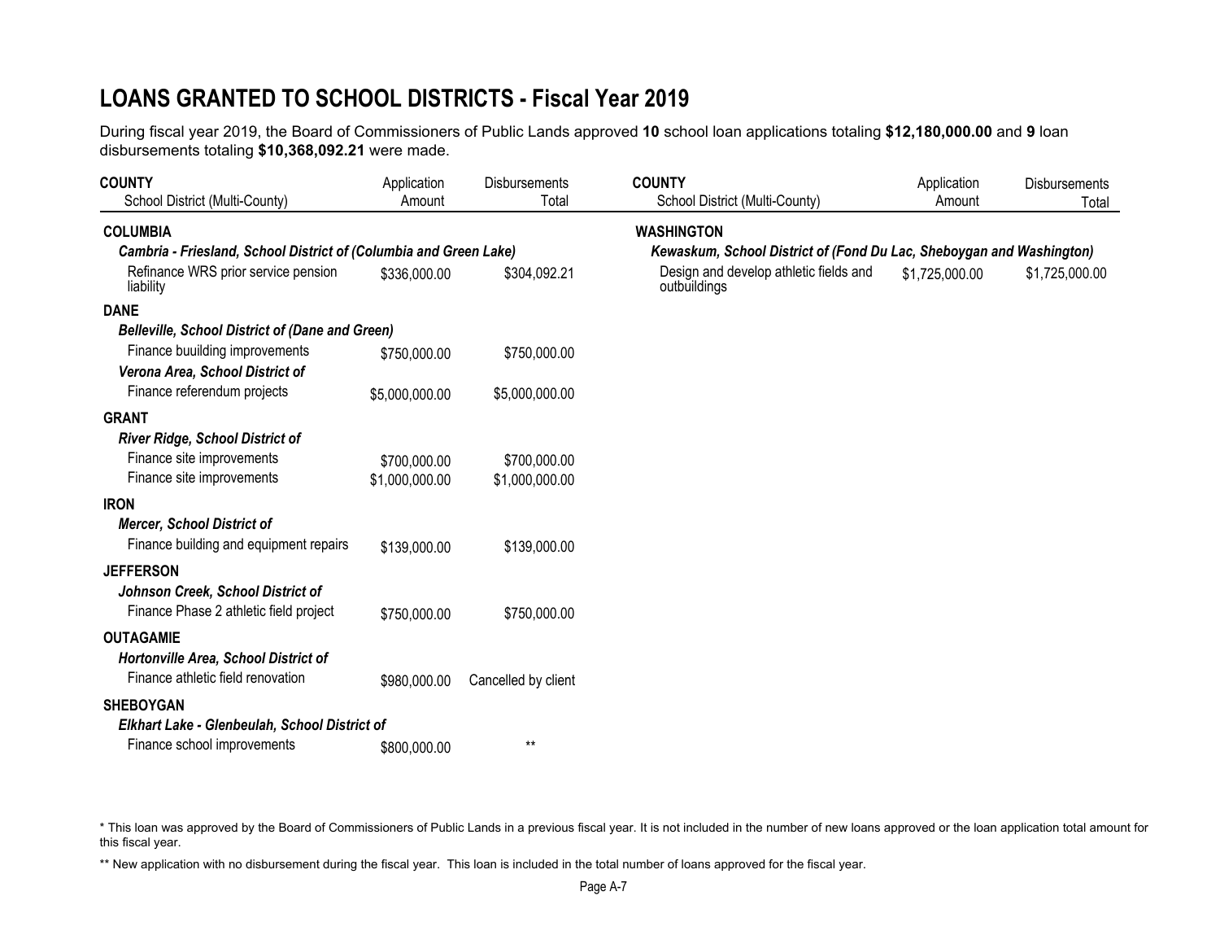# LOANS GRANTED TO SCHOOL DISTRICTS - Fiscal Year 2019

During fiscal year 2019, the Board of Commissioners of Public Lands approved **10** school loan applications totaling **$12,180,000.00** and **9** loan disbursements totaling **$10,368,092.21** were made.

| COUNTY<br>School District (Multi-County) | Application Amount | Disbursements Total |
|---|---|---|
| **COLUMBIA** | | |
| ***Cambria - Friesland, School District of (Columbia and Green Lake)*** | | |
| Refinance WRS prior service pension liability | $336,000.00 | $304,092.21 |
| **DANE** | | |
| ***Belleville, School District of (Dane and Green)*** | | |
| Finance buuilding improvements | $750,000.00 | $750,000.00 |
| ***Verona Area, School District of*** | | |
| Finance referendum projects | $5,000,000.00 | $5,000,000.00 |
| **GRANT** | | |
| ***River Ridge, School District of*** | | |
| Finance site improvements | $700,000.00 | $700,000.00 |
| Finance site improvements | $1,000,000.00 | $1,000,000.00 |
| **IRON** | | |
| ***Mercer, School District of*** | | |
| Finance building and equipment repairs | $139,000.00 | $139,000.00 |
| **JEFFERSON** | | |
| ***Johnson Creek, School District of*** | | |
| Finance Phase 2 athletic field project | $750,000.00 | $750,000.00 |
| **OUTAGAMIE** | | |
| ***Hortonville Area, School District of*** | | |
| Finance athletic field renovation | $980,000.00 | Cancelled by client |
| **SHEBOYGAN** | | |
| ***Elkhart Lake - Glenbeulah, School District of*** | | |
| Finance school improvements | $800,000.00 | ** |
| **WASHINGTON** | | |
| ***Kewaskum, School District of (Fond Du Lac, Sheboygan and Washington)*** | | |
| Design and develop athletic fields and outbuildings | $1,725,000.00 | $1,725,000.00 |

* This loan was approved by the Board of Commissioners of Public Lands in a previous fiscal year. It is not included in the number of new loans approved or the loan application total amount for this fiscal year.

** New application with no disbursement during the fiscal year. This loan is included in the total number of loans approved for the fiscal year.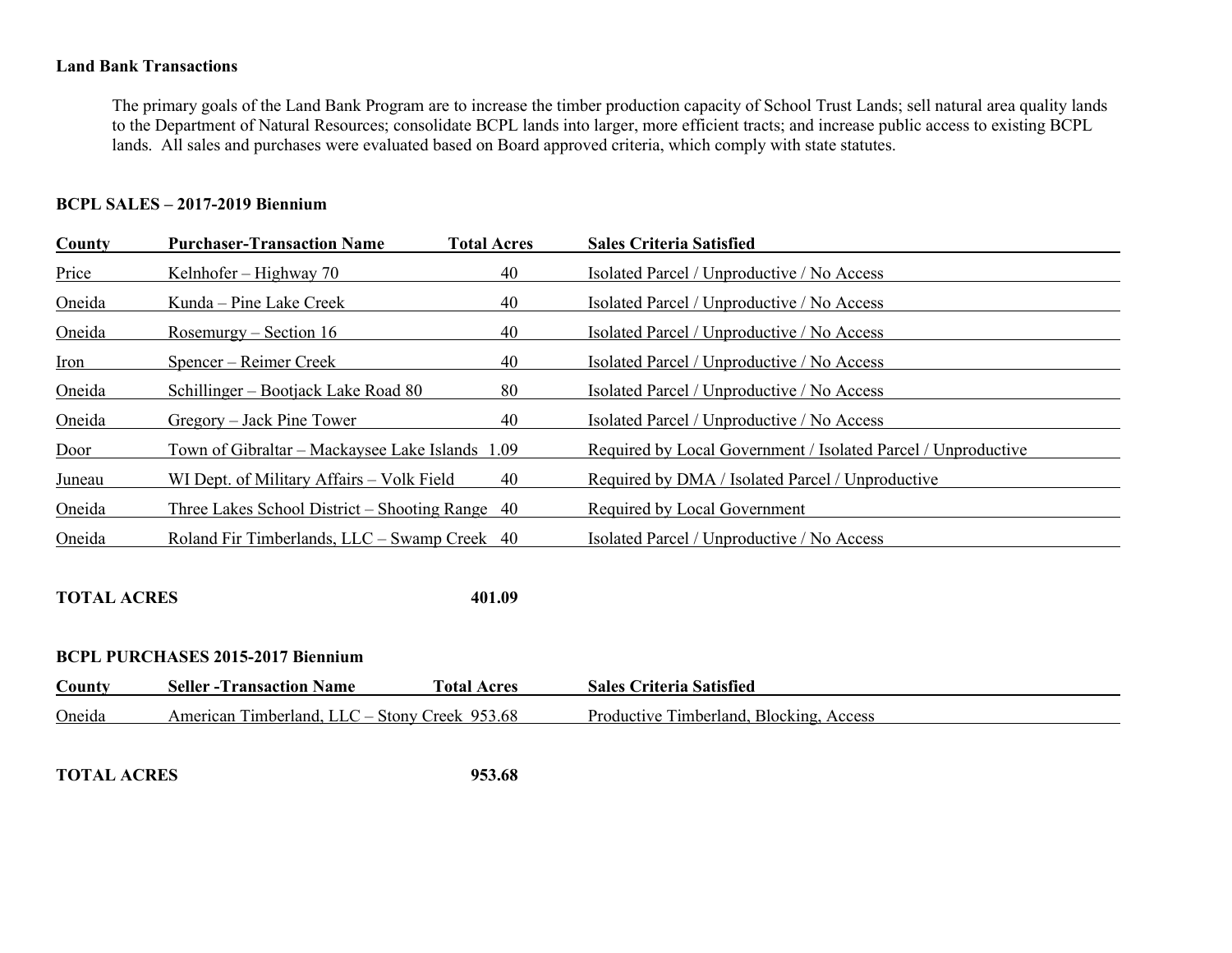### Land Bank Transactions

The primary goals of the Land Bank Program are to increase the timber production capacity of School Trust Lands; sell natural area quality lands to the Department of Natural Resources; consolidate BCPL lands into larger, more efficient tracts; and increase public access to existing BCPL lands. All sales and purchases were evaluated based on Board approved criteria, which comply with state statutes.

**BCPL SALES – 2017-2019 Biennium**

| County | Purchaser-Transaction Name | Total Acres | Sales Criteria Satisfied |
|---|---|---|---|
| Price | Kelnhofer – Highway 70 | 40 | Isolated Parcel / Unproductive / No Access |
| Oneida | Kunda – Pine Lake Creek | 40 | Isolated Parcel / Unproductive / No Access |
| Oneida | Rosemurgy – Section 16 | 40 | Isolated Parcel / Unproductive / No Access |
| Iron | Spencer – Reimer Creek | 40 | Isolated Parcel / Unproductive / No Access |
| Oneida | Schillinger – Bootjack Lake Road 80 | 80 | Isolated Parcel / Unproductive / No Access |
| Oneida | Gregory – Jack Pine Tower | 40 | Isolated Parcel / Unproductive / No Access |
| Door | Town of Gibraltar – Mackaysee Lake Islands | 1.09 | Required by Local Government / Isolated Parcel / Unproductive |
| Juneau | WI Dept. of Military Affairs – Volk Field | 40 | Required by DMA / Isolated Parcel / Unproductive |
| Oneida | Three Lakes School District – Shooting Range | 40 | Required by Local Government |
| Oneida | Roland Fir Timberlands, LLC – Swamp Creek | 40 | Isolated Parcel / Unproductive / No Access |

**TOTAL ACRES** **401.09**

**BCPL PURCHASES 2015-2017 Biennium**

| County | Seller -Transaction Name | Total Acres | Sales Criteria Satisfied |
|---|---|---|---|
| Oneida | American Timberland, LLC – Stony Creek | 953.68 | Productive Timberland, Blocking, Access |

**TOTAL ACRES** **953.68**